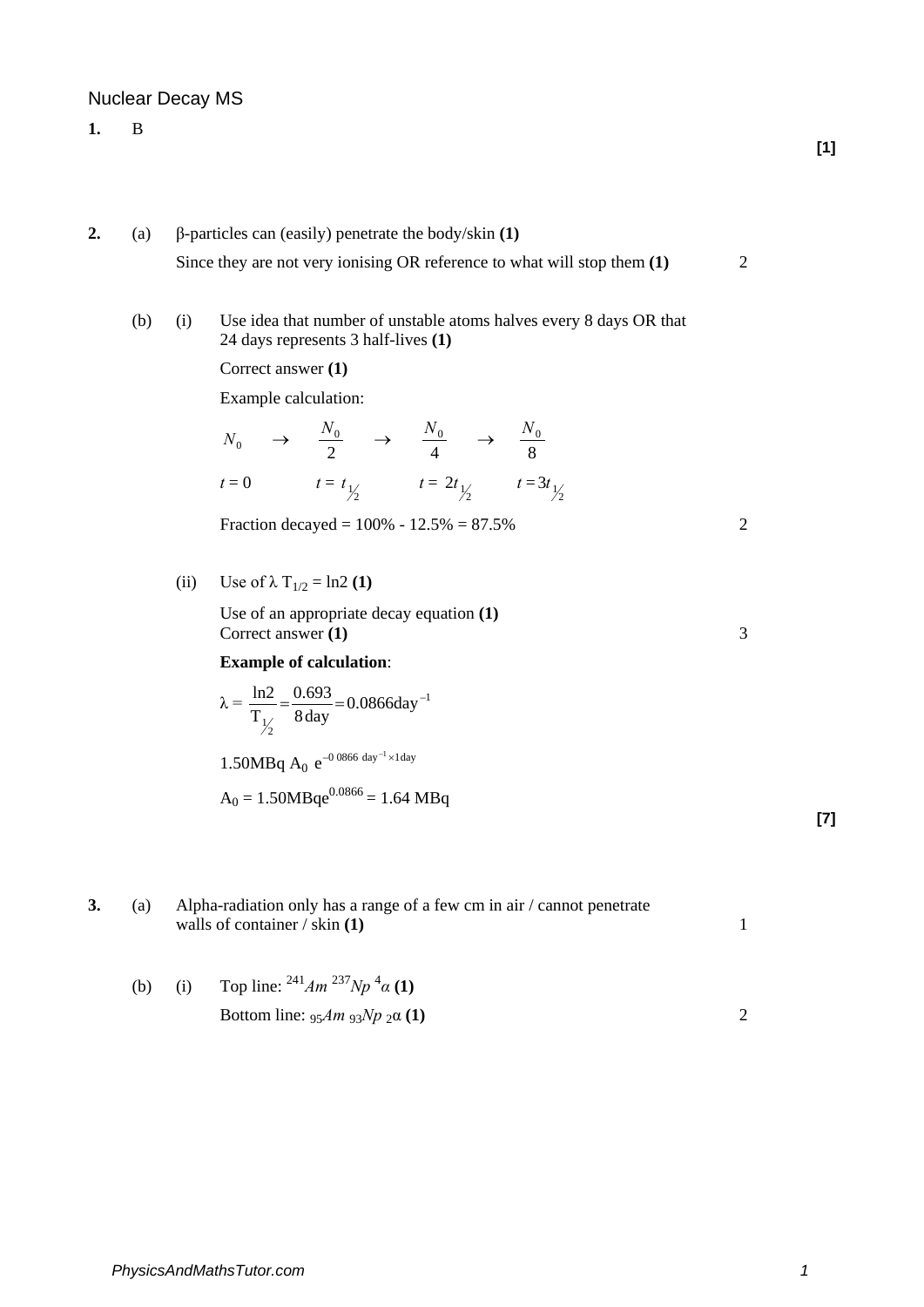# Nuclear Decay MS

**1.** B **[1]**

**2.** (a) β-particles can (easily) penetrate the body/skin **(1)**

Since they are not very ionising OR reference to what will stop them **(1)** 2

(b) (i) Use idea that number of unstable atoms halves every 8 days OR that 24 days represents 3 half-lives **(1)**

Correct answer **(1)**

Example calculation:

$$N_0 \quad \rightarrow \quad \frac{N_0}{2} \quad \rightarrow \quad \frac{N_0}{4} \quad \rightarrow \quad \frac{N_0}{8}$$

$$t = 0 \qquad t = t_{\frac{1}{2}} \qquad t = 2t_{\frac{1}{2}} \qquad t = 3t_{\frac{1}{2}}$$

Fraction decayed = 100% - 12.5% = 87.5% 2

(ii) Use of $\lambda \, T_{1/2} = \ln 2$ **(1)**

Use of an appropriate decay equation **(1)**

Correct answer **(1)** 3

**Example of calculation**:

$$\lambda = \frac{\ln 2}{T_{\frac{1}{2}}} = \frac{0.693}{8\,\text{day}} = 0.0866\,\text{day}^{-1}$$

$$1.50\text{MBq} \; A_0 \; e^{-0\,0866\ \text{day}^{-1} \times 1\text{day}}$$

$$A_0 = 1.50\text{MBq}e^{0.0866} = 1.64\ \text{MBq}$$

**[7]**

**3.** (a) Alpha-radiation only has a range of a few cm in air / cannot penetrate walls of container / skin **(1)** 1

(b) (i) Top line: $^{241}Am\ ^{237}Np\ ^{4}\alpha$ **(1)**

Bottom line: $_{95}Am\ _{93}Np\ _{2}\alpha$ **(1)** 2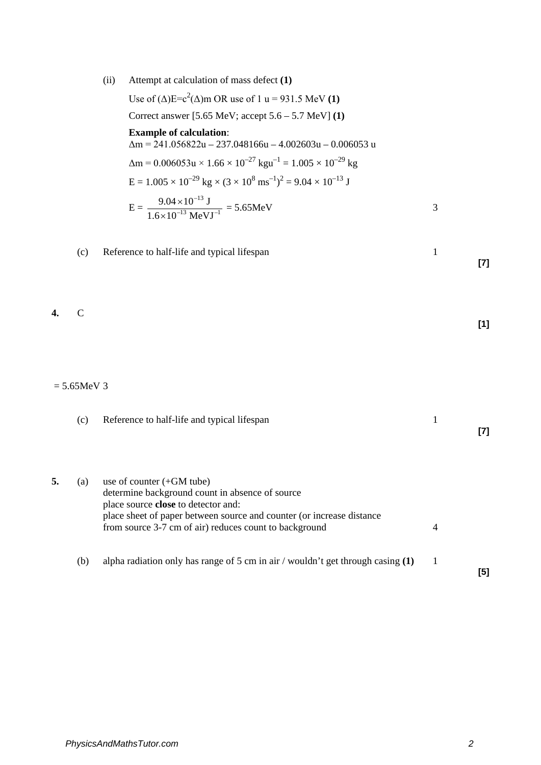(ii) Attempt at calculation of mass defect **(1)**

Use of $(\Delta)E=c^2(\Delta)m$ OR use of 1 u = 931.5 MeV **(1)**

Correct answer [5.65 MeV; accept 5.6 – 5.7 MeV] **(1)**

**Example of calculation**:

$\Delta m = 241.056822u - 237.048166u - 4.002603u - 0.006053\ u$

$\Delta m = 0.006053u \times 1.66 \times 10^{-27}\ kgu^{-1} = 1.005 \times 10^{-29}\ kg$

$E = 1.005 \times 10^{-29}\ kg \times (3 \times 10^{8}\ ms^{-1})^2 = 9.04 \times 10^{-13}\ J$

$E = \dfrac{9.04 \times 10^{-13}\ J}{1.6 \times 10^{-13}\ MeVJ^{-1}} = 5.65MeV$ 3

(c) Reference to half-life and typical lifespan 1

**[7]**

**4.** C

**[1]**

= 5.65MeV 3

(c) Reference to half-life and typical lifespan 1

**[7]**

**5.** (a) use of counter (+GM tube)
determine background count in absence of source
place source **close** to detector and:
place sheet of paper between source and counter (or increase distance from source 3-7 cm of air) reduces count to background 4

(b) alpha radiation only has range of 5 cm in air / wouldn't get through casing **(1)** 1

**[5]**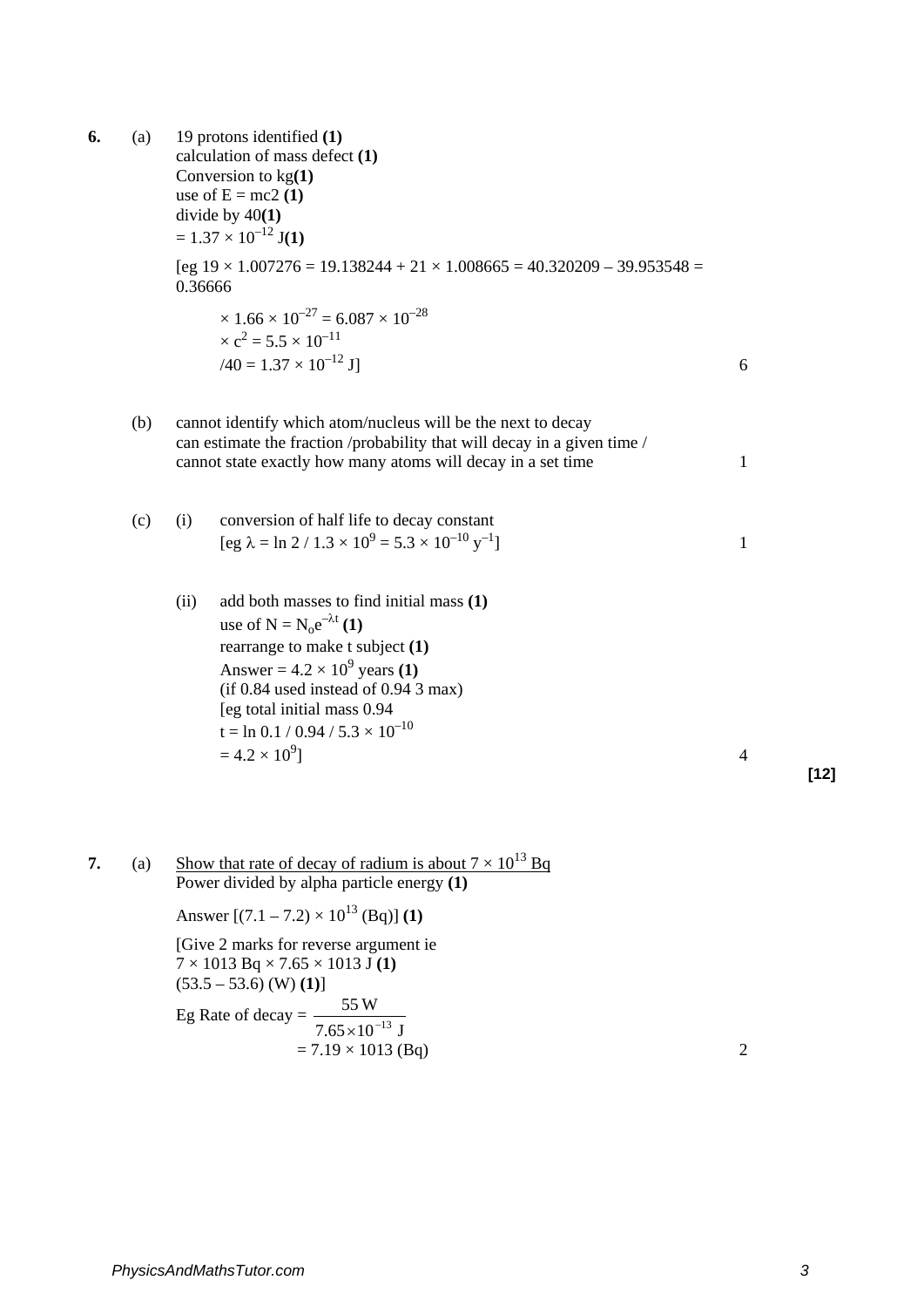**6.** (a) 19 protons identified **(1)**
calculation of mass defect **(1)**
Conversion to kg**(1)**
use of E = mc2 **(1)**
divide by 40**(1)**
$= 1.37 \times 10^{-12}$ J**(1)**

[eg $19 \times 1.007276 = 19.138244 + 21 \times 1.008665 = 40.320209 - 39.953548 = 0.36666$

$\times 1.66 \times 10^{-27} = 6.087 \times 10^{-28}$
$\times c^2 = 5.5 \times 10^{-11}$
$/40 = 1.37 \times 10^{-12}$ J] — 6

(b) cannot identify which atom/nucleus will be the next to decay
can estimate the fraction /probability that will decay in a given time /
cannot state exactly how many atoms will decay in a set time — 1

(c) (i) conversion of half life to decay constant
[eg $\lambda = \ln 2 / 1.3 \times 10^9 = 5.3 \times 10^{-10}$ $y^{-1}$] — 1

(ii) add both masses to find initial mass **(1)**
use of $N = N_o e^{-\lambda t}$ **(1)**
rearrange to make t subject **(1)**
Answer $= 4.2 \times 10^9$ years **(1)**
(if 0.84 used instead of 0.94 3 max)
[eg total initial mass 0.94
$t = \ln 0.1 / 0.94 / 5.3 \times 10^{-10}$
$= 4.2 \times 10^9$] — 4

**[12]**

**7.** (a) Show that rate of decay of radium is about $7 \times 10^{13}$ Bq
Power divided by alpha particle energy **(1)**

Answer $[(7.1 - 7.2) \times 10^{13}$ (Bq)] **(1)**

[Give 2 marks for reverse argument ie
7 × 1013 Bq × 7.65 × 1013 J **(1)**
(53.5 – 53.6) (W) **(1)**]

Eg Rate of decay $= \dfrac{55 \text{ W}}{7.65 \times 10^{-13} \text{ J}}$
= 7.19 × 1013 (Bq) — 2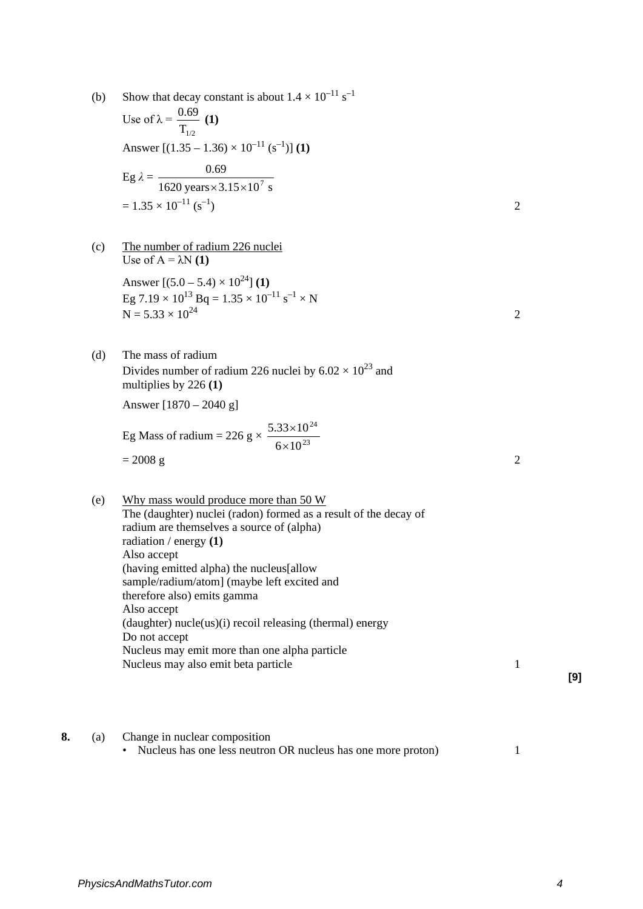(b) Show that decay constant is about $1.4 \times 10^{-11}\ \text{s}^{-1}$

Use of $\lambda = \frac{0.69}{T_{1/2}}$ **(1)**

Answer $[(1.35 – 1.36) \times 10^{-11}\ (\text{s}^{-1})]$ **(1)**

Eg $\lambda = \frac{0.69}{1620\ \text{years} \times 3.15 \times 10^{7}\ \text{s}}$

$= 1.35 \times 10^{-11}\ (\text{s}^{-1})$ — 2

(c) The number of radium 226 nuclei

Use of $A = \lambda N$ **(1)**

Answer $[(5.0 – 5.4) \times 10^{24}]$ **(1)**

Eg $7.19 \times 10^{13}\ \text{Bq} = 1.35 \times 10^{-11}\ \text{s}^{-1} \times N$

$N = 5.33 \times 10^{24}$ — 2

(d) The mass of radium

Divides number of radium 226 nuclei by $6.02 \times 10^{23}$ and multiplies by 226 **(1)**

Answer [1870 – 2040 g]

Eg Mass of radium $= 226\ \text{g} \times \frac{5.33 \times 10^{24}}{6 \times 10^{23}}$

$= 2008$ g — 2

(e) Why mass would produce more than 50 W

The (daughter) nuclei (radon) formed as a result of the decay of radium are themselves a source of (alpha) radiation / energy **(1)**

Also accept

(having emitted alpha) the nucleus[allow sample/radium/atom] (maybe left excited and therefore also) emits gamma

Also accept

(daughter) nucle(us)(i) recoil releasing (thermal) energy

Do not accept

Nucleus may emit more than one alpha particle

Nucleus may also emit beta particle — 1

**[9]**

**8.** (a) Change in nuclear composition

- Nucleus has one less neutron OR nucleus has one more proton) — 1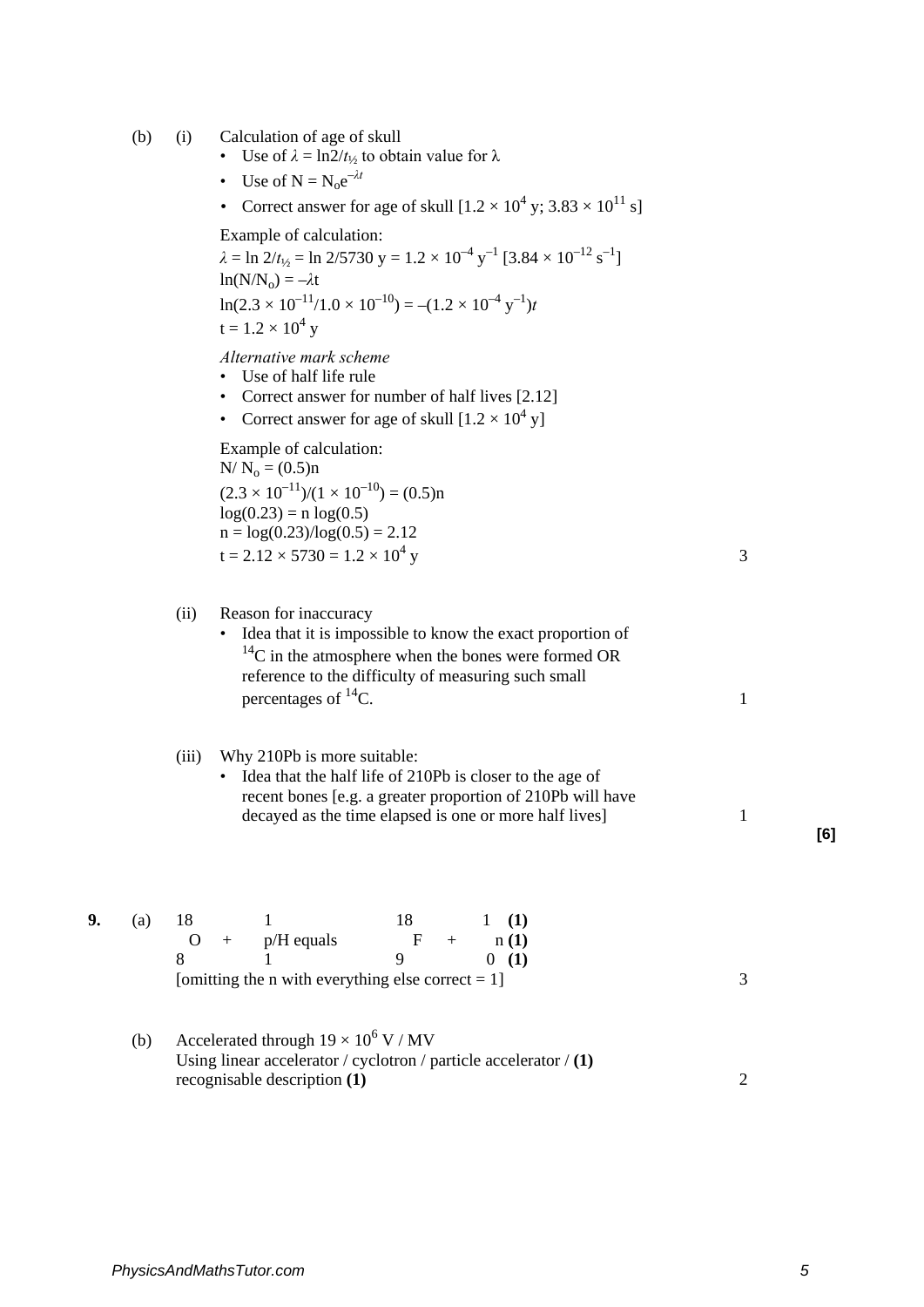(b) (i) Calculation of age of skull

- Use of $\lambda = \ln 2/t_{½}$ to obtain value for λ
- Use of $N = N_o e^{-\lambda t}$
- Correct answer for age of skull [$1.2 \times 10^4$ y; $3.83 \times 10^{11}$ s]

Example of calculation:

$\lambda = \ln 2/t_{½} = \ln 2/5730 \text{ y} = 1.2 \times 10^{-4} \text{ y}^{-1}$ [$3.84 \times 10^{-12} \text{ s}^{-1}$]

$\ln(N/N_o) = -\lambda t$

$\ln(2.3 \times 10^{-11}/1.0 \times 10^{-10}) = -(1.2 \times 10^{-4} \text{ y}^{-1})t$

$t = 1.2 \times 10^4$ y

*Alternative mark scheme*

- Use of half life rule
- Correct answer for number of half lives [2.12]
- Correct answer for age of skull [$1.2 \times 10^4$ y]

Example of calculation:

$N/N_o = (0.5)n$

$(2.3 \times 10^{-11})/(1 \times 10^{-10}) = (0.5)n$

$\log(0.23) = n \log(0.5)$

$n = \log(0.23)/\log(0.5) = 2.12$

$t = 2.12 \times 5730 = 1.2 \times 10^4$ y — 3

(ii) Reason for inaccuracy

- Idea that it is impossible to know the exact proportion of $^{14}C$ in the atmosphere when the bones were formed OR reference to the difficulty of measuring such small percentages of $^{14}C$. — 1

(iii) Why 210Pb is more suitable:

- Idea that the half life of 210Pb is closer to the age of recent bones [e.g. a greater proportion of 210Pb will have decayed as the time elapsed is one or more half lives] — 1

**[6]**

**9.** (a) $^{18}_{8}O + {}^{1}_{1}p/H$ equals $^{18}_{9}F + {}^{1}_{0}n$ **(1)** **(1)** **(1)**

[omitting the n with everything else correct = 1] — 3

(b) Accelerated through $19 \times 10^6$ V / MV

Using linear accelerator / cyclotron / particle accelerator / **(1)**

recognisable description **(1)** — 2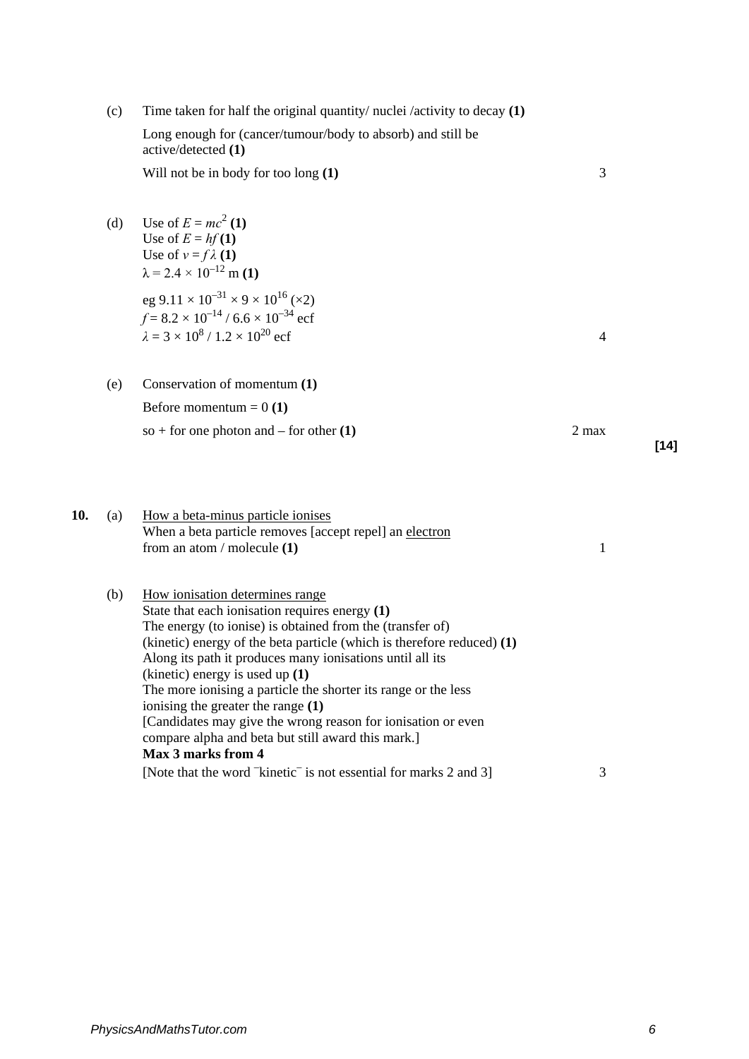(c) Time taken for half the original quantity/ nuclei /activity to decay **(1)**

Long enough for (cancer/tumour/body to absorb) and still be active/detected **(1)**

Will not be in body for too long **(1)** — 3

(d) Use of $E = mc^2$ **(1)**
Use of $E = hf$ **(1)**
Use of $v = f\lambda$ **(1)**
$\lambda = 2.4 \times 10^{-12}$ m **(1)**

eg $9.11 \times 10^{-31} \times 9 \times 10^{16}$ (×2)
$f = 8.2 \times 10^{-14} / 6.6 \times 10^{-34}$ ecf
$\lambda = 3 \times 10^8 / 1.2 \times 10^{20}$ ecf — 4

(e) Conservation of momentum **(1)**

Before momentum = 0 **(1)**

so + for one photon and – for other **(1)** — 2 max

**[14]**

**10.** (a) How a beta-minus particle ionises
When a beta particle removes [accept repel] an electron from an atom / molecule **(1)** — 1

(b) How ionisation determines range
State that each ionisation requires energy **(1)**
The energy (to ionise) is obtained from the (transfer of) (kinetic) energy of the beta particle (which is therefore reduced) **(1)**
Along its path it produces many ionisations until all its (kinetic) energy is used up **(1)**
The more ionising a particle the shorter its range or the less ionising the greater the range **(1)**
[Candidates may give the wrong reason for ionisation or even compare alpha and beta but still award this mark.]
**Max 3 marks from 4**

[Note that the word ¯kinetic¯ is not essential for marks 2 and 3] — 3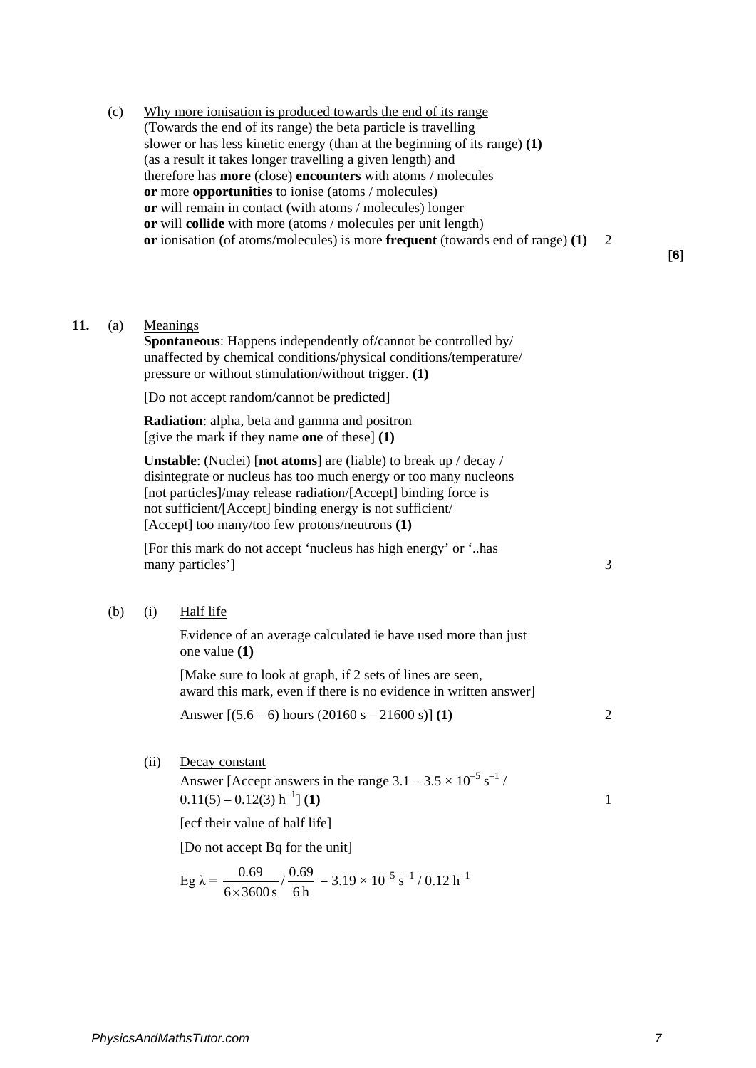(c) <u>Why more ionisation is produced towards the end of its range</u>
(Towards the end of its range) the beta particle is travelling slower or has less kinetic energy (than at the beginning of its range) **(1)**
(as a result it takes longer travelling a given length) and therefore has **more** (close) **encounters** with atoms / molecules
**or** more **opportunities** to ionise (atoms / molecules)
**or** will remain in contact (with atoms / molecules) longer
**or** will **collide** with more (atoms / molecules per unit length)
**or** ionisation (of atoms/molecules) is more **frequent** (towards end of range) **(1)** 2

**[6]**

**11.** (a) <u>Meanings</u>

**Spontaneous**: Happens independently of/cannot be controlled by/ unaffected by chemical conditions/physical conditions/temperature/ pressure or without stimulation/without trigger. **(1)**

[Do not accept random/cannot be predicted]

**Radiation**: alpha, beta and gamma and positron
[give the mark if they name **one** of these] **(1)**

**Unstable**: (Nuclei) [**not atoms**] are (liable) to break up / decay / disintegrate or nucleus has too much energy or too many nucleons [not particles]/may release radiation/[Accept] binding force is not sufficient/[Accept] binding energy is not sufficient/ [Accept] too many/too few protons/neutrons **(1)**

[For this mark do not accept 'nucleus has high energy' or '..has many particles'] 3

(b) (i) <u>Half life</u>

Evidence of an average calculated ie have used more than just one value **(1)**

[Make sure to look at graph, if 2 sets of lines are seen, award this mark, even if there is no evidence in written answer]

Answer [(5.6 – 6) hours (20160 s – 21600 s)] **(1)** 2

(ii) <u>Decay constant</u>

Answer [Accept answers in the range $3.1 – 3.5 \times 10^{-5}$ $s^{-1}$ / $0.11(5) – 0.12(3)$ $h^{-1}$] **(1)** 1

[ecf their value of half life]

[Do not accept Bq for the unit]

Eg $\lambda = \dfrac{0.69}{6 \times 3600\,s} / \dfrac{0.69}{6\,h} = 3.19 \times 10^{-5}\,s^{-1} / 0.12\,h^{-1}$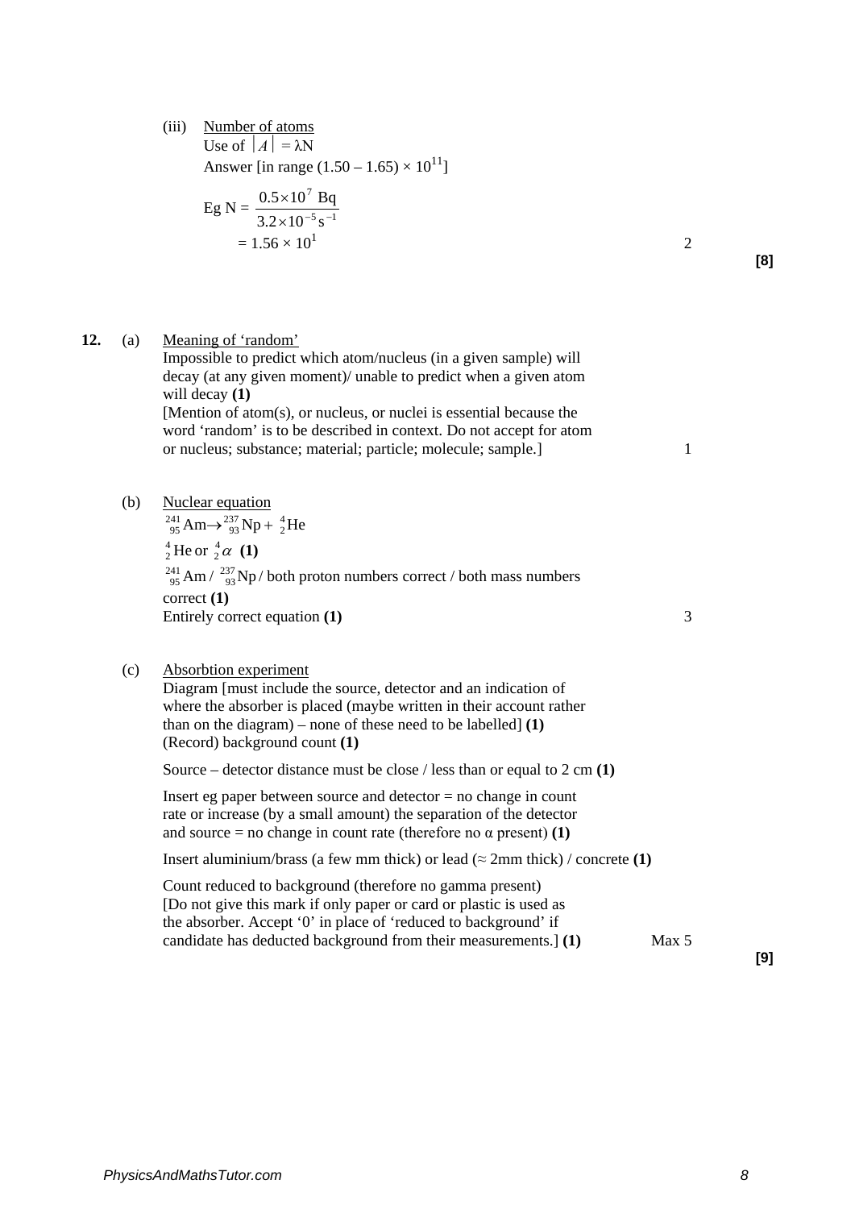(iii) Number of atoms

Use of $|A| = \lambda N$

Answer [in range $(1.50 – 1.65) \times 10^{11}$]

$$\text{Eg } N = \frac{0.5 \times 10^7 \text{ Bq}}{3.2 \times 10^{-5} \text{ s}^{-1}}$$

$$= 1.56 \times 10^1$$

2

**[8]**

**12.** (a) Meaning of 'random'

Impossible to predict which atom/nucleus (in a given sample) will decay (at any given moment)/ unable to predict when a given atom will decay **(1)**

[Mention of atom(s), or nucleus, or nuclei is essential because the word 'random' is to be described in context. Do not accept for atom or nucleus; substance; material; particle; molecule; sample.]

1

(b) Nuclear equation

$${}^{241}_{95}\text{Am} \rightarrow {}^{237}_{93}\text{Np} + {}^{4}_{2}\text{He}$$

${}^{4}_{2}\text{He}$ or ${}^{4}_{2}\alpha$ **(1)**

${}^{241}_{95}\text{Am}$ / ${}^{237}_{93}\text{Np}$ / both proton numbers correct / both mass numbers correct **(1)**

Entirely correct equation **(1)**

3

(c) Absorbtion experiment

Diagram [must include the source, detector and an indication of where the absorber is placed (maybe written in their account rather than on the diagram) – none of these need to be labelled] **(1)**

(Record) background count **(1)**

Source – detector distance must be close / less than or equal to 2 cm **(1)**

Insert eg paper between source and detector = no change in count rate or increase (by a small amount) the separation of the detector and source = no change in count rate (therefore no α present) **(1)**

Insert aluminium/brass (a few mm thick) or lead (≈ 2mm thick) / concrete **(1)**

Count reduced to background (therefore no gamma present)
[Do not give this mark if only paper or card or plastic is used as the absorber. Accept '0' in place of 'reduced to background' if candidate has deducted background from their measurements.] **(1)**

Max 5

**[9]**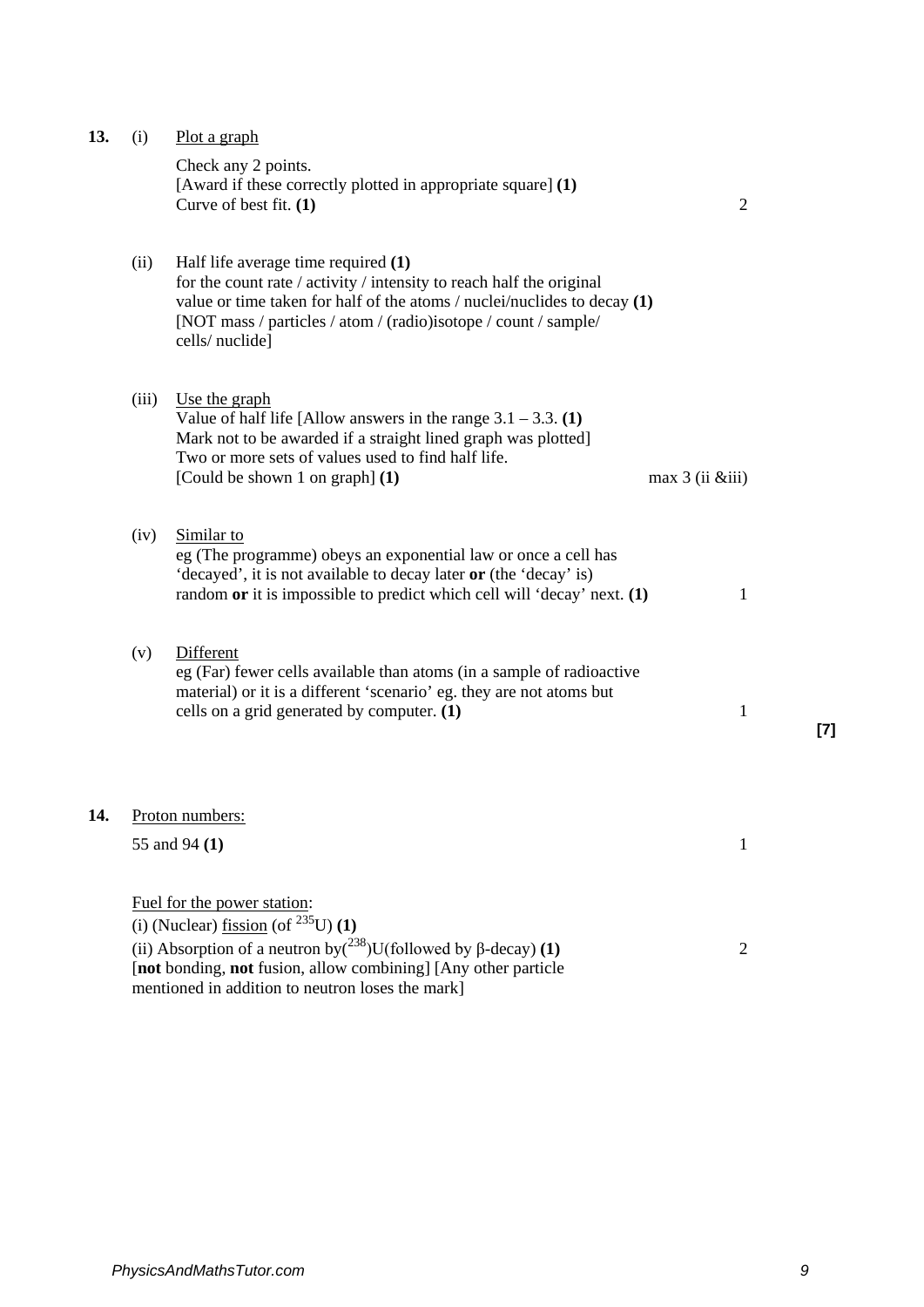**13.** (i) Plot a graph

Check any 2 points.
[Award if these correctly plotted in appropriate square] **(1)**
Curve of best fit. **(1)** — 2

(ii) Half life average time required **(1)**
for the count rate / activity / intensity to reach half the original value or time taken for half of the atoms / nuclei/nuclides to decay **(1)**
[NOT mass / particles / atom / (radio)isotope / count / sample/ cells/ nuclide]

(iii) Use the graph
Value of half life [Allow answers in the range 3.1 – 3.3. **(1)**
Mark not to be awarded if a straight lined graph was plotted]
Two or more sets of values used to find half life.
[Could be shown 1 on graph] **(1)** — max 3 (ii &iii)

(iv) Similar to
eg (The programme) obeys an exponential law or once a cell has 'decayed', it is not available to decay later **or** (the 'decay' is) random **or** it is impossible to predict which cell will 'decay' next. **(1)** — 1

(v) Different
eg (Far) fewer cells available than atoms (in a sample of radioactive material) or it is a different 'scenario' eg. they are not atoms but cells on a grid generated by computer. **(1)** — 1

**[7]**

**14.** Proton numbers:

55 and 94 **(1)** — 1

Fuel for the power station:
(i) (Nuclear) fission (of $^{235}$U) **(1)**
(ii) Absorption of a neutron by($^{238}$)U(followed by β-decay) **(1)** — 2
[**not** bonding, **not** fusion, allow combining] [Any other particle mentioned in addition to neutron loses the mark]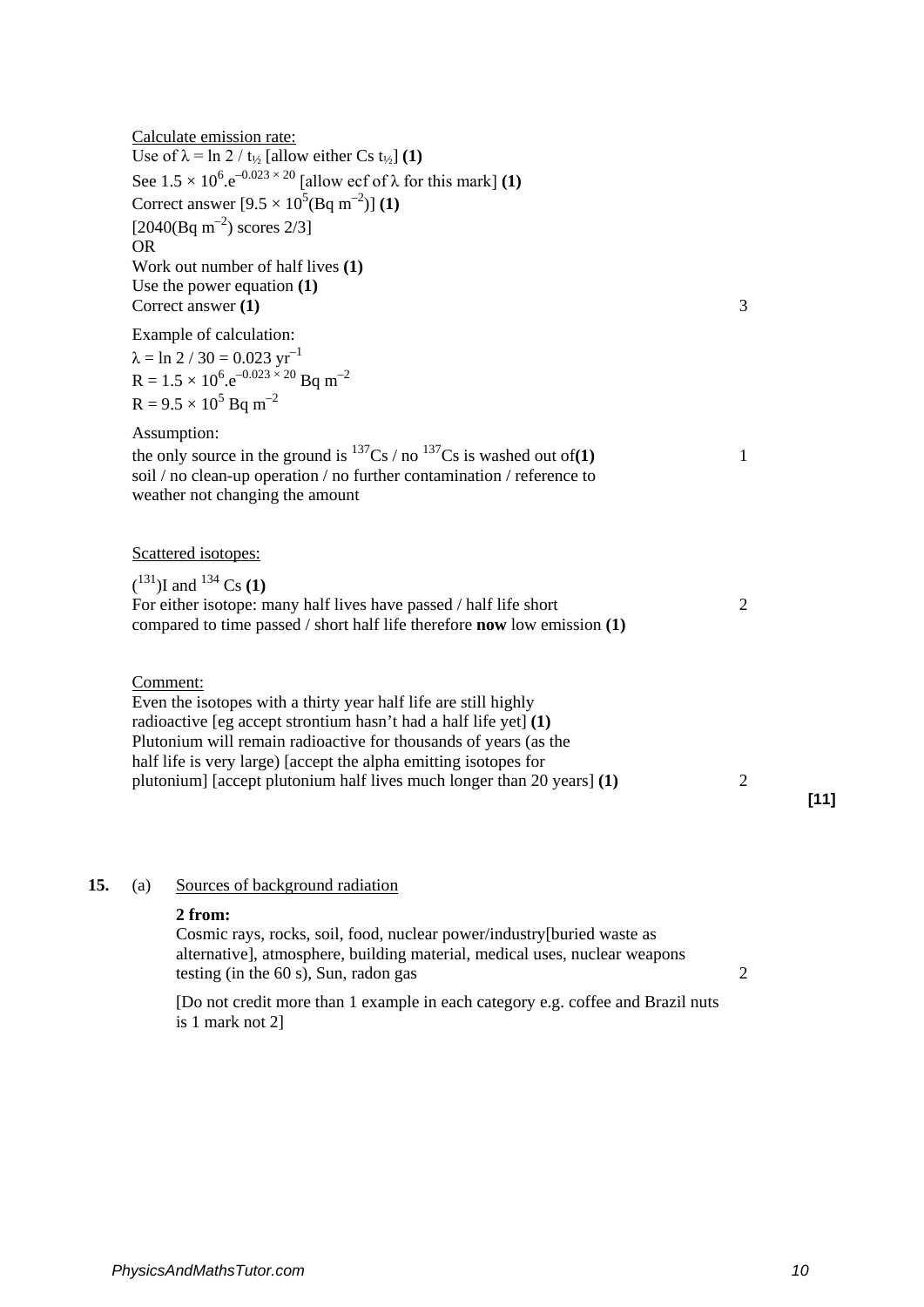Calculate emission rate:

Use of $\lambda = \ln 2 / t_{½}$ [allow either Cs $t_{½}$] **(1)**

See $1.5 \times 10^6.e^{-0.023 \times 20}$ [allow ecf of $\lambda$ for this mark] **(1)**

Correct answer [$9.5 \times 10^5$(Bq m$^{-2}$)] **(1)**

[2040(Bq m$^{-2}$) scores 2/3]

OR

Work out number of half lives **(1)**

Use the power equation **(1)**

Correct answer **(1)** 3

Example of calculation:

$\lambda = \ln 2 / 30 = 0.023$ yr$^{-1}$

$R = 1.5 \times 10^6.e^{-0.023 \times 20}$ Bq m$^{-2}$

$R = 9.5 \times 10^5$ Bq m$^{-2}$

Assumption:

the only source in the ground is $^{137}$Cs / no $^{137}$Cs is washed out of**(1)** 1
soil / no clean-up operation / no further contamination / reference to weather not changing the amount

Scattered isotopes:

($^{131}$)I and $^{134}$ Cs **(1)**

For either isotope: many half lives have passed / half life short compared to time passed / short half life therefore **now** low emission **(1)** 2

Comment:

Even the isotopes with a thirty year half life are still highly radioactive [eg accept strontium hasn't had a half life yet] **(1)**

Plutonium will remain radioactive for thousands of years (as the half life is very large) [accept the alpha emitting isotopes for plutonium] [accept plutonium half lives much longer than 20 years] **(1)** 2

**[11]**

**15.** (a) Sources of background radiation

**2 from:**

Cosmic rays, rocks, soil, food, nuclear power/industry[buried waste as alternative], atmosphere, building material, medical uses, nuclear weapons testing (in the 60 s), Sun, radon gas 2

[Do not credit more than 1 example in each category e.g. coffee and Brazil nuts is 1 mark not 2]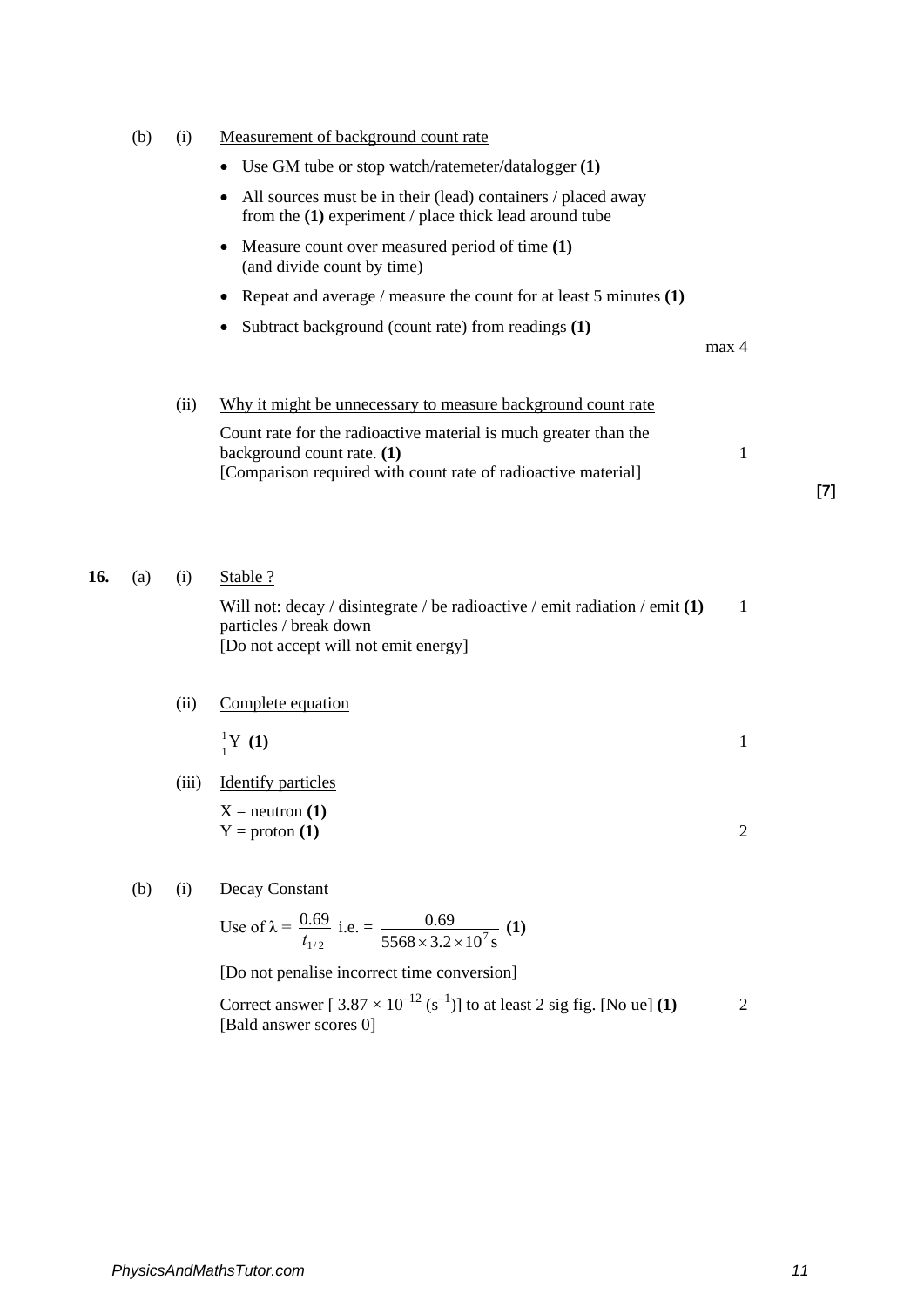(b) (i) Measurement of background count rate

- Use GM tube or stop watch/ratemeter/datalogger **(1)**
- All sources must be in their (lead) containers / placed away from the **(1)** experiment / place thick lead around tube
- Measure count over measured period of time **(1)** (and divide count by time)
- Repeat and average / measure the count for at least 5 minutes **(1)**
- Subtract background (count rate) from readings **(1)**

max 4

(ii) Why it might be unnecessary to measure background count rate

Count rate for the radioactive material is much greater than the background count rate. **(1)** — 1
[Comparison required with count rate of radioactive material]

**[7]**

**16.** (a) (i) Stable ?

Will not: decay / disintegrate / be radioactive / emit radiation / emit **(1)** particles / break down — 1
[Do not accept will not emit energy]

(ii) Complete equation

$^{1}_{1}\text{Y}$ **(1)** — 1

(iii) Identify particles

X = neutron **(1)**
Y = proton **(1)** — 2

(b) (i) Decay Constant

Use of $\lambda = \dfrac{0.69}{t_{1/2}}$ i.e. $= \dfrac{0.69}{5568 \times 3.2 \times 10^{7}\,\text{s}}$ **(1)**

[Do not penalise incorrect time conversion]

Correct answer [ $3.87 \times 10^{-12}$ ($\text{s}^{-1}$)] to at least 2 sig fig. [No ue] **(1)** — 2
[Bald answer scores 0]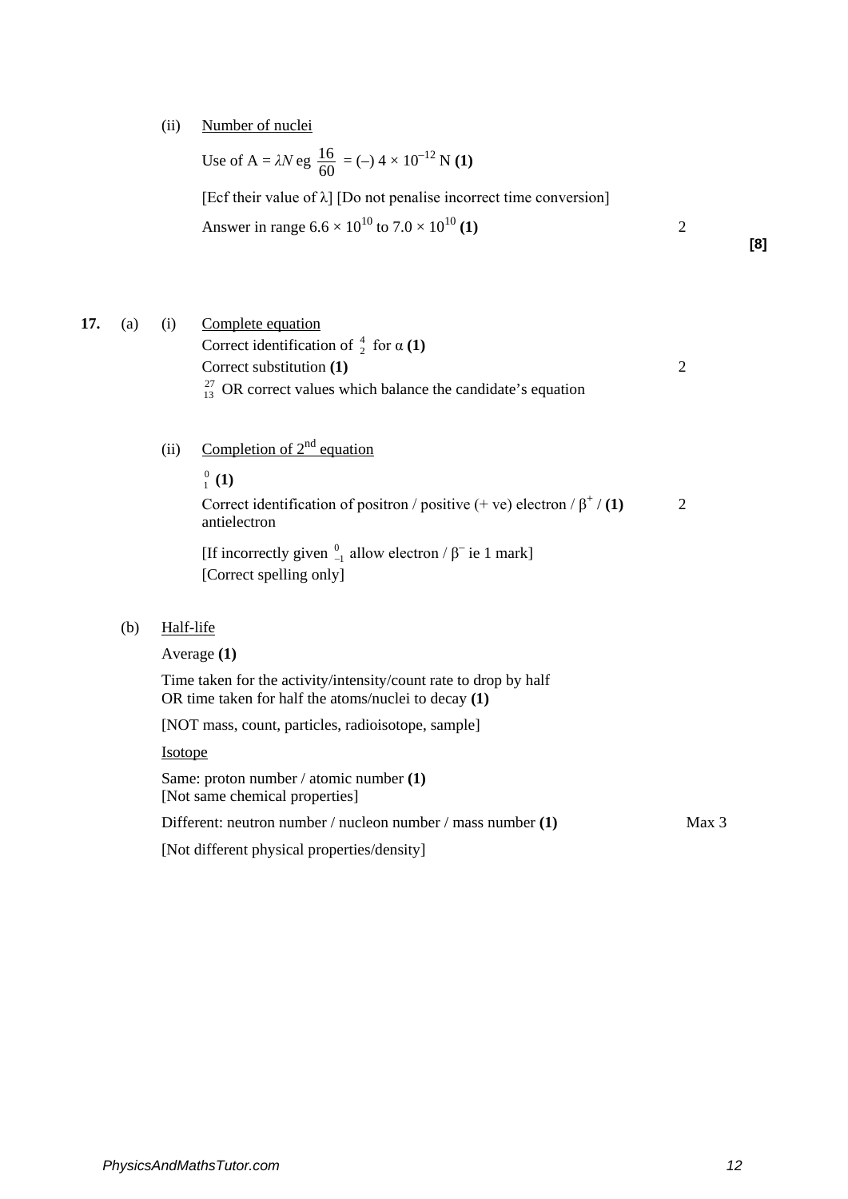(ii) Number of nuclei

Use of $A = \lambda N$ eg $\frac{16}{60} = (-)\ 4 \times 10^{-12}$ N **(1)**

[Ecf their value of λ] [Do not penalise incorrect time conversion]

Answer in range $6.6 \times 10^{10}$ to $7.0 \times 10^{10}$ **(1)** — 2

**[8]**

**17.** (a) (i) Complete equation

Correct identification of ${}^{4}_{2}$ for α **(1)**

Correct substitution **(1)** — 2

${}^{27}_{13}$ OR correct values which balance the candidate's equation

(ii) Completion of 2nd equation

${}^{0}_{1}$ **(1)**

Correct identification of positron / positive (+ ve) electron / $\beta^{+}$ / antielectron **(1)** — 2

[If incorrectly given ${}^{0}_{-1}$ allow electron / $\beta^{-}$ ie 1 mark]

[Correct spelling only]

(b) Half-life

Average **(1)**

Time taken for the activity/intensity/count rate to drop by half
OR time taken for half the atoms/nuclei to decay **(1)**

[NOT mass, count, particles, radioisotope, sample]

Isotope

Same: proton number / atomic number **(1)**
[Not same chemical properties]

Different: neutron number / nucleon number / mass number **(1)** — Max 3

[Not different physical properties/density]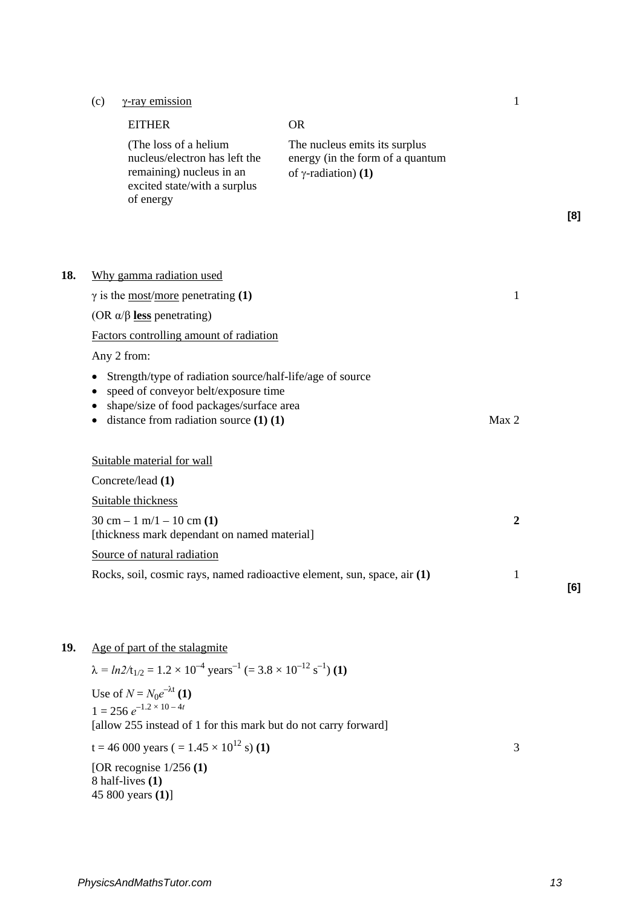(c) <u>γ-ray emission</u> 1

| EITHER | OR |
| --- | --- |
| (The loss of a helium nucleus/electron has left the remaining) nucleus in an excited state/with a surplus of energy | The nucleus emits its surplus energy (in the form of a quantum of γ-radiation) **(1)** |

**[8]**

**18.** <u>Why gamma radiation used</u>

γ is the <u>most</u>/<u>more</u> penetrating **(1)** 1

(OR α/β **<u>less</u>** penetrating)

<u>Factors controlling amount of radiation</u>

Any 2 from:

- Strength/type of radiation source/half-life/age of source
- speed of conveyor belt/exposure time
- shape/size of food packages/surface area
- distance from radiation source **(1) (1)** Max 2

<u>Suitable material for wall</u>

Concrete/lead **(1)**

<u>Suitable thickness</u>

30 cm – 1 m/1 – 10 cm **(1)** **2**
[thickness mark dependant on named material]

<u>Source of natural radiation</u>

Rocks, soil, cosmic rays, named radioactive element, sun, space, air **(1)** 1

**[6]**

**19.** <u>Age of part of the stalagmite</u>

$\lambda = ln2/t_{1/2} = 1.2 \times 10^{-4}$ years$^{-1}$ ($= 3.8 \times 10^{-12}$ s$^{-1}$) **(1)**

Use of $N = N_0 e^{-\lambda t}$ **(1)**
$1 = 256\ e^{-1.2 \times 10 - 4t}$
[allow 255 instead of 1 for this mark but do not carry forward]

t = 46 000 years ( $= 1.45 \times 10^{12}$ s) **(1)** 3

[OR recognise 1/256 **(1)**
8 half-lives **(1)**
45 800 years **(1)**]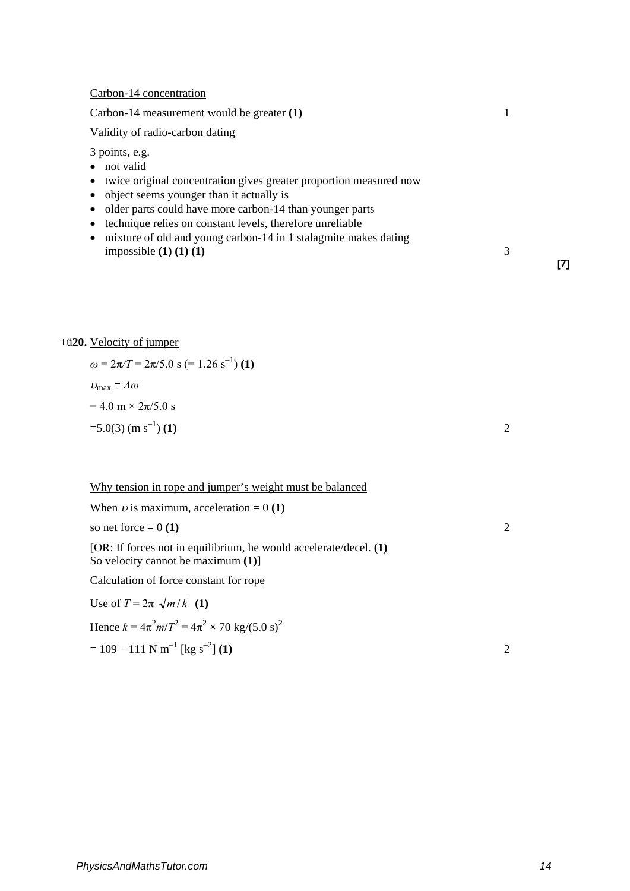Carbon-14 concentration

Carbon-14 measurement would be greater **(1)** 1

Validity of radio-carbon dating

3 points, e.g.

- not valid
- twice original concentration gives greater proportion measured now
- object seems younger than it actually is
- older parts could have more carbon-14 than younger parts
- technique relies on constant levels, therefore unreliable
- mixture of old and young carbon-14 in 1 stalagmite makes dating impossible **(1) (1) (1)** 3

**[7]**

+ü**20.** Velocity of jumper

$\omega = 2\pi/T = 2\pi/5.0\ \text{s}\ (= 1.26\ \text{s}^{-1})$ **(1)**

$\upsilon_{\max} = A\omega$

$= 4.0\ \text{m} \times 2\pi/5.0\ \text{s}$

$= 5.0(3)\ (\text{m s}^{-1})$ **(1)** 2

Why tension in rope and jumper's weight must be balanced

When $\upsilon$ is maximum, acceleration = 0 **(1)**

so net force = 0 **(1)** 2

[OR: If forces not in equilibrium, he would accelerate/decel. **(1)**
So velocity cannot be maximum **(1)**]

Calculation of force constant for rope

Use of $T = 2\pi\sqrt{m/k}$ **(1)**

Hence $k = 4\pi^2 m/T^2 = 4\pi^2 \times 70\ \text{kg}/(5.0\ \text{s})^2$

$= 109 - 111\ \text{N m}^{-1}\ [\text{kg s}^{-2}]$ **(1)** 2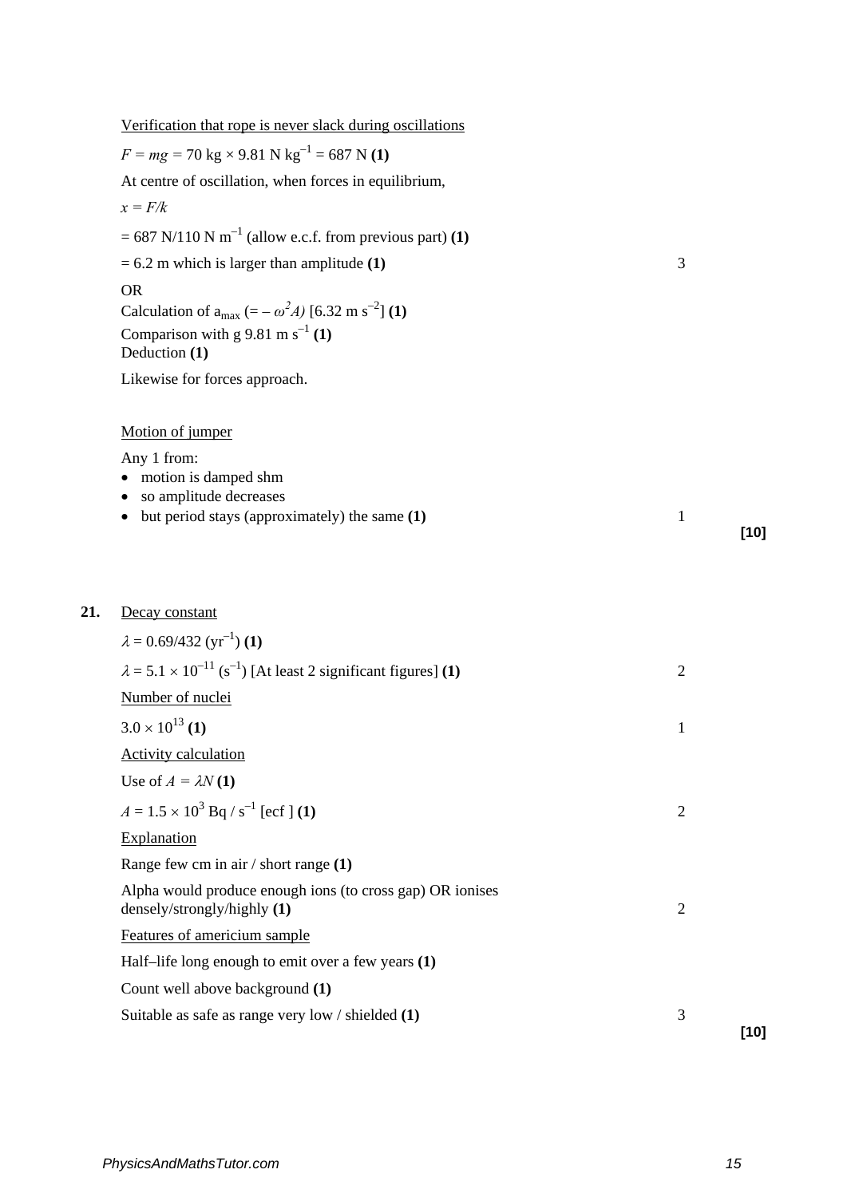Verification that rope is never slack during oscillations

$F = mg = 70 \text{ kg} \times 9.81 \text{ N kg}^{-1} = 687 \text{ N}$ **(1)**

At centre of oscillation, when forces in equilibrium,

$x = F/k$

$= 687 \text{ N}/110 \text{ N m}^{-1}$ (allow e.c.f. from previous part) **(1)**

$= 6.2$ m which is larger than amplitude **(1)** — 3

OR

Calculation of $a_{max}$ $(= -\omega^2 A)$ [$6.32 \text{ m s}^{-2}$] **(1)**

Comparison with g $9.81 \text{ m s}^{-1}$ **(1)**

Deduction **(1)**

Likewise for forces approach.

Motion of jumper

Any 1 from:

- motion is damped shm
- so amplitude decreases
- but period stays (approximately) the same **(1)** — 1

**[10]**

**21.** Decay constant

$\lambda = 0.69/432 \text{ (yr}^{-1})$ **(1)**

$\lambda = 5.1 \times 10^{-11} \text{ (s}^{-1})$ [At least 2 significant figures] **(1)** — 2

Number of nuclei

$3.0 \times 10^{13}$ **(1)** — 1

Activity calculation

Use of $A = \lambda N$ **(1)**

$A = 1.5 \times 10^{3} \text{ Bq / s}^{-1}$ [ecf ] **(1)** — 2

Explanation

Range few cm in air / short range **(1)**

Alpha would produce enough ions (to cross gap) OR ionises densely/strongly/highly **(1)** — 2

Features of americium sample

Half–life long enough to emit over a few years **(1)**

Count well above background **(1)**

Suitable as safe as range very low / shielded **(1)** — 3

**[10]**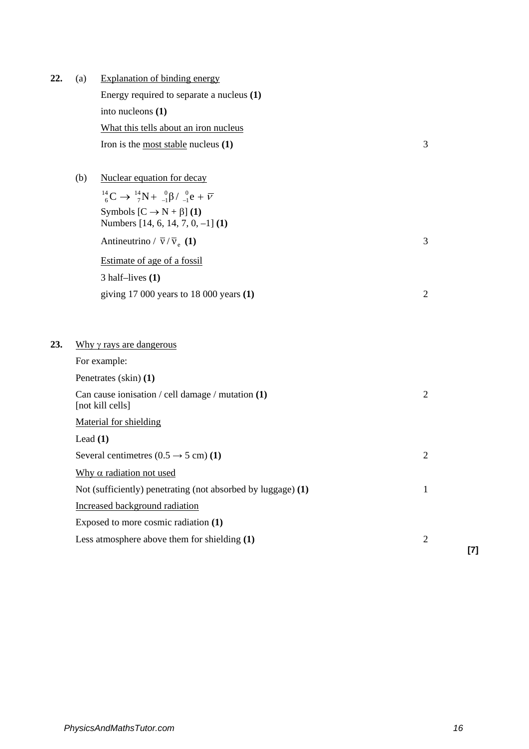**22.** (a) Explanation of binding energy

Energy required to separate a nucleus **(1)**

into nucleons **(1)**

What this tells about an iron nucleus

Iron is the most stable nucleus **(1)** — 3

(b) Nuclear equation for decay

$${}^{14}_{6}\text{C} \rightarrow {}^{14}_{7}\text{N} + {}^{0}_{-1}\beta \,/\, {}^{0}_{-1}\text{e} + \overline{\nu}$$

Symbols [$\text{C} \rightarrow \text{N} + \beta$] **(1)**

Numbers [14, 6, 14, 7, 0, –1] **(1)**

Antineutrino / $\overline{\nu} / \overline{\nu}_e$ **(1)** — 3

Estimate of age of a fossil

3 half–lives **(1)**

giving 17 000 years to 18 000 years **(1)** — 2

**23.** Why $\gamma$ rays are dangerous

For example:

Penetrates (skin) **(1)**

Can cause ionisation / cell damage / mutation **(1)** — 2
[not kill cells]

Material for shielding

Lead **(1)**

Several centimetres ($0.5 \rightarrow 5$ cm) **(1)** — 2

Why $\alpha$ radiation not used

Not (sufficiently) penetrating (not absorbed by luggage) **(1)** — 1

Increased background radiation

Exposed to more cosmic radiation **(1)**

Less atmosphere above them for shielding **(1)** — 2

**[7]**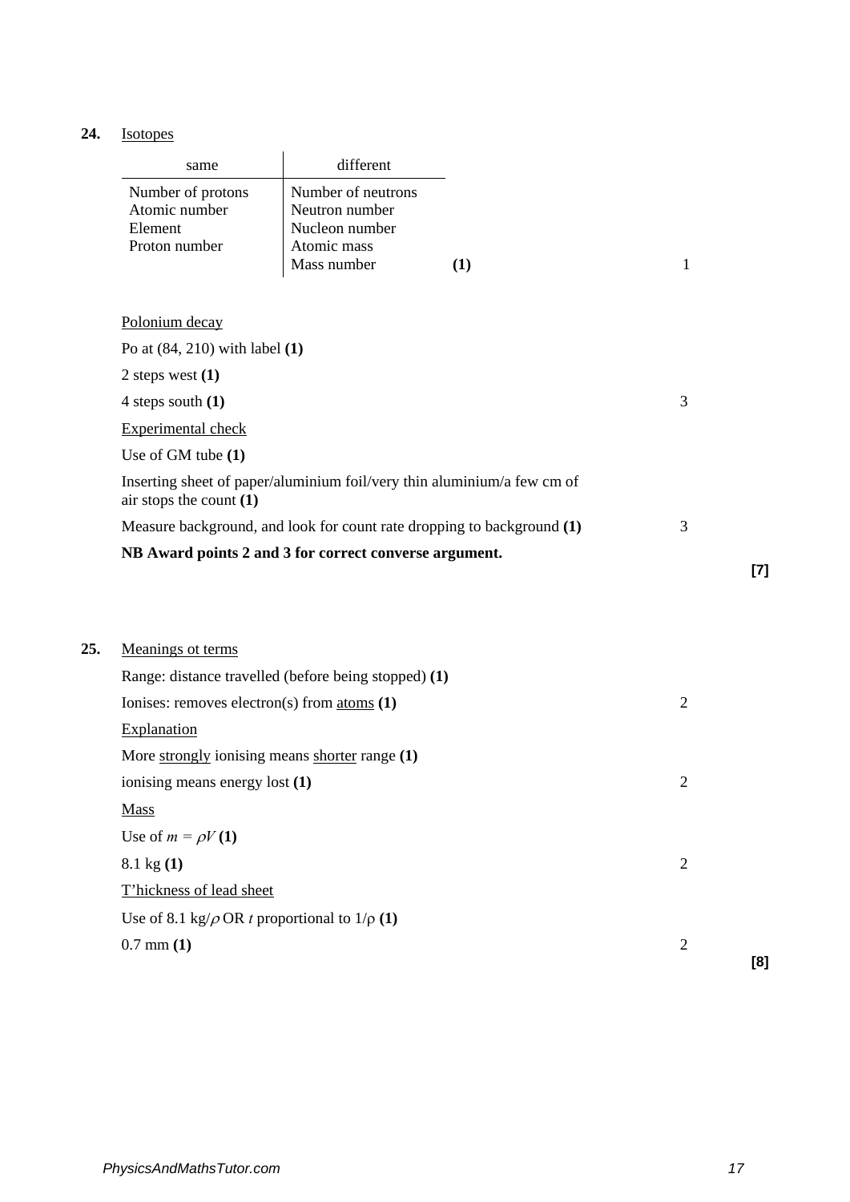**24.** Isotopes

| same | different |
|---|---|
| Number of protons<br>Atomic number<br>Element<br>Proton number | Number of neutrons<br>Neutron number<br>Nucleon number<br>Atomic mass<br>Mass number |

**(1)** 1

Polonium decay

Po at (84, 210) with label **(1)**

2 steps west **(1)**

4 steps south **(1)** 3

Experimental check

Use of GM tube **(1)**

Inserting sheet of paper/aluminium foil/very thin aluminium/a few cm of air stops the count **(1)**

Measure background, and look for count rate dropping to background **(1)** 3

**NB Award points 2 and 3 for correct converse argument.**

**[7]**

**25.** Meanings ot terms

Range: distance travelled (before being stopped) **(1)**

Ionises: removes electron(s) from atoms **(1)** 2

Explanation

More strongly ionising means shorter range **(1)**

ionising means energy lost **(1)** 2

Mass

Use of $m = \rho V$ **(1)**

8.1 kg **(1)** 2

T'hickness of lead sheet

Use of 8.1 kg/$\rho$ OR $t$ proportional to $1/\rho$ **(1)**

0.7 mm **(1)** 2

**[8]**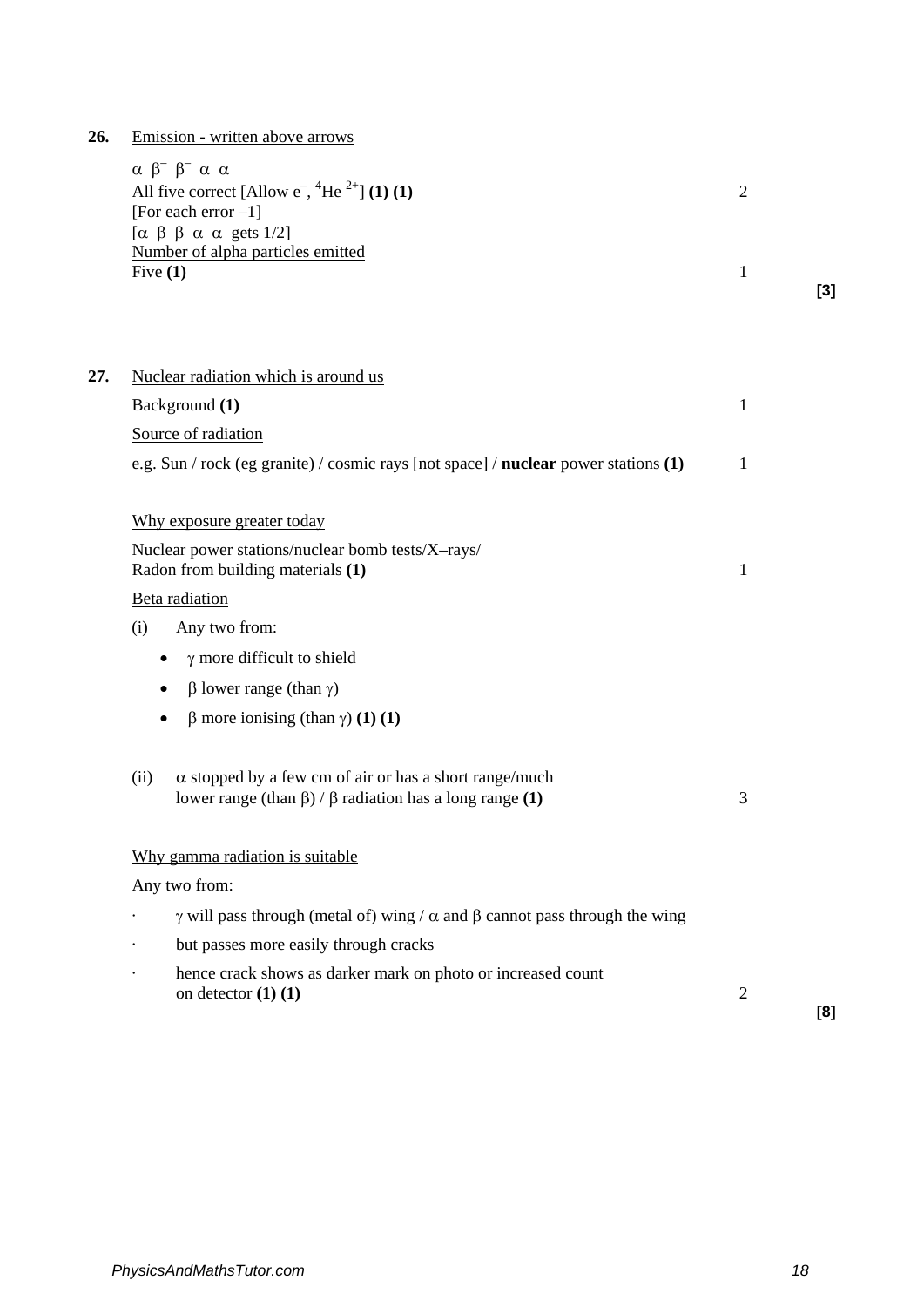**26.** Emission - written above arrows

$\alpha$ $\beta^-$ $\beta^-$ $\alpha$ $\alpha$
All five correct [Allow $e^-$, $^4He^{2+}$] **(1) (1)** — 2
[For each error –1]
[$\alpha$ $\beta$ $\beta$ $\alpha$ $\alpha$ gets 1/2]
Number of alpha particles emitted
Five **(1)** — 1

**[3]**

**27.** Nuclear radiation which is around us

Background **(1)** — 1

Source of radiation

e.g. Sun / rock (eg granite) / cosmic rays [not space] / **nuclear** power stations **(1)** — 1

Why exposure greater today

Nuclear power stations/nuclear bomb tests/X–rays/
Radon from building materials **(1)** — 1

Beta radiation

(i) Any two from:

- $\gamma$ more difficult to shield
- $\beta$ lower range (than $\gamma$)
- $\beta$ more ionising (than $\gamma$) **(1) (1)**

(ii) $\alpha$ stopped by a few cm of air or has a short range/much lower range (than $\beta$) / $\beta$ radiation has a long range **(1)** — 3

Why gamma radiation is suitable

Any two from:

- $\gamma$ will pass through (metal of) wing / $\alpha$ and $\beta$ cannot pass through the wing
- but passes more easily through cracks
- hence crack shows as darker mark on photo or increased count on detector **(1) (1)** — 2

**[8]**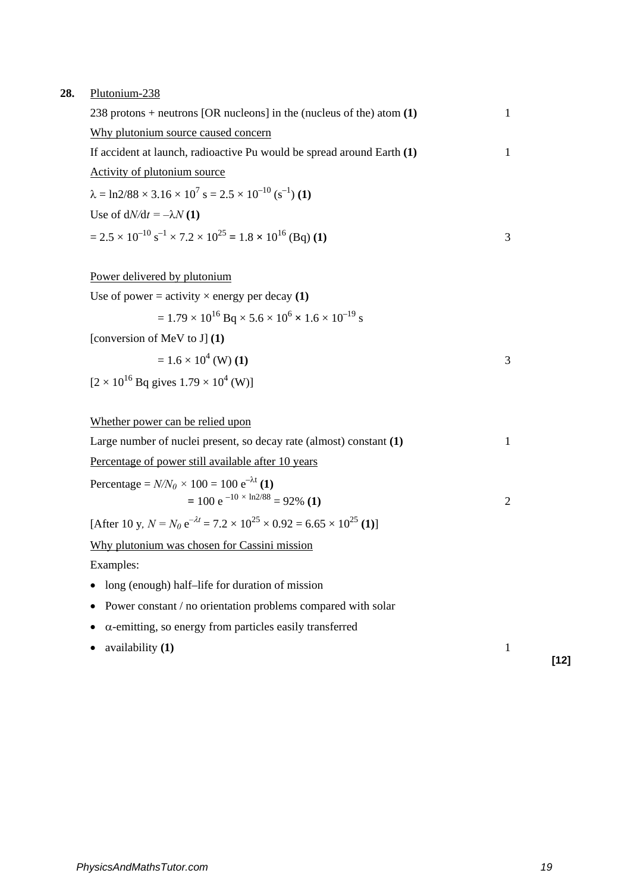**28.** Plutonium-238

238 protons + neutrons [OR nucleons] in the (nucleus of the) atom **(1)** 1

Why plutonium source caused concern

If accident at launch, radioactive Pu would be spread around Earth **(1)** 1

Activity of plutonium source

$\lambda = \ln 2/88 \times 3.16 \times 10^7$ s $= 2.5 \times 10^{-10}$ ($\text{s}^{-1}$) **(1)**

Use of $dN/dt = -\lambda N$ **(1)**

$= 2.5 \times 10^{-10}\ \text{s}^{-1} \times 7.2 \times 10^{25} = 1.8 \times 10^{16}$ (Bq) **(1)** 3

Power delivered by plutonium

Use of power = activity × energy per decay **(1)**

$= 1.79 \times 10^{16}$ Bq $\times 5.6 \times 10^6 \times 1.6 \times 10^{-19}$ s

[conversion of MeV to J] **(1)**

$= 1.6 \times 10^4$ (W) **(1)** 3

[$2 \times 10^{16}$ Bq gives $1.79 \times 10^4$ (W)]

Whether power can be relied upon

Large number of nuclei present, so decay rate (almost) constant **(1)** 1

Percentage of power still available after 10 years

Percentage $= N/N_0 \times 100 = 100\, e^{-\lambda t}$ **(1)**

$= 100\, e^{-10 \times \ln 2/88} = 92\%$ **(1)** 2

[After 10 y, $N = N_0\, e^{-\lambda t} = 7.2 \times 10^{25} \times 0.92 = 6.65 \times 10^{25}$ **(1)**]

Why plutonium was chosen for Cassini mission

Examples:

- long (enough) half–life for duration of mission
- Power constant / no orientation problems compared with solar
- $\alpha$-emitting, so energy from particles easily transferred
- availability **(1)** 1

**[12]**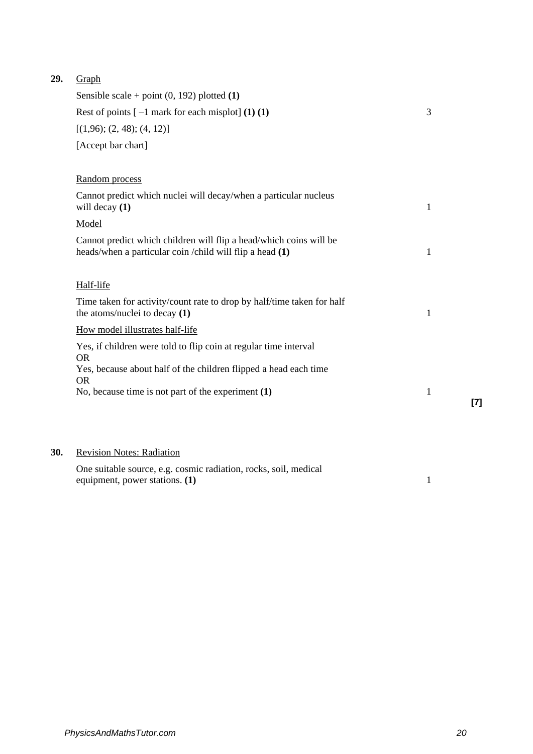**29.** Graph

Sensible scale + point (0, 192) plotted **(1)**

Rest of points [ –1 mark for each misplot] **(1) (1)** — 3

[(1,96); (2, 48); (4, 12)]

[Accept bar chart]

Random process

Cannot predict which nuclei will decay/when a particular nucleus will decay **(1)** — 1

Model

Cannot predict which children will flip a head/which coins will be heads/when a particular coin /child will flip a head **(1)** — 1

Half-life

Time taken for activity/count rate to drop by half/time taken for half the atoms/nuclei to decay **(1)** — 1

How model illustrates half-life

Yes, if children were told to flip coin at regular time interval
OR
Yes, because about half of the children flipped a head each time
OR
No, because time is not part of the experiment **(1)** — 1

**[7]**

**30.** Revision Notes: Radiation

One suitable source, e.g. cosmic radiation, rocks, soil, medical equipment, power stations. **(1)** — 1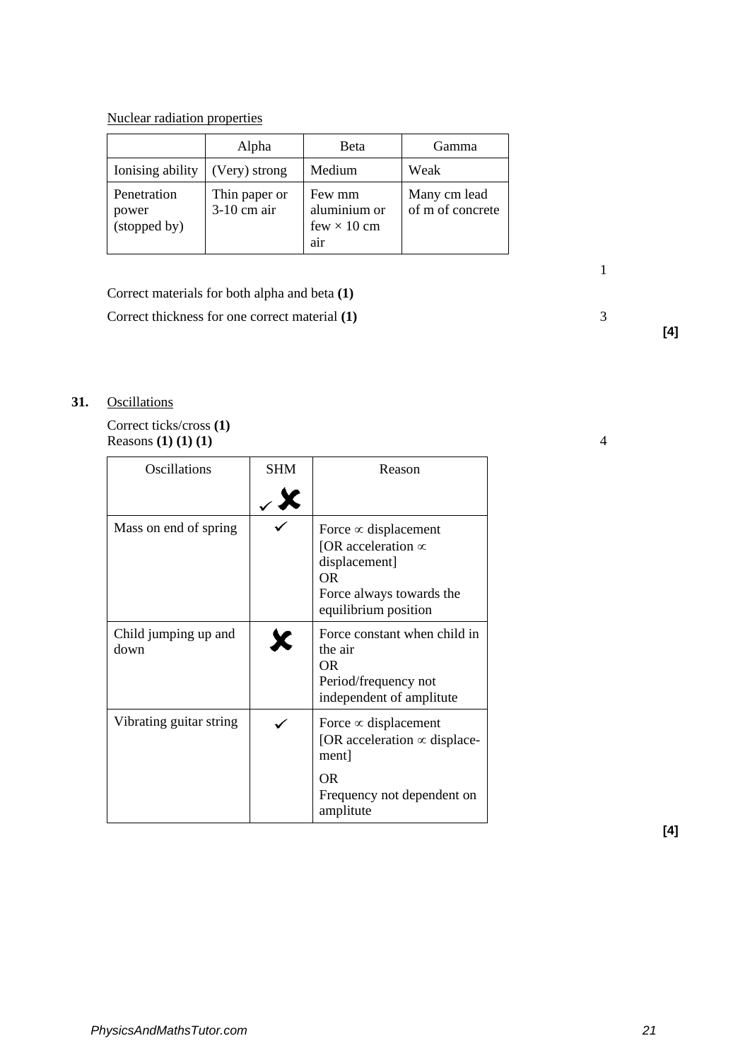Nuclear radiation properties

| | Alpha | Beta | Gamma |
|---|---|---|---|
| Ionising ability | (Very) strong | Medium | Weak |
| Penetration power (stopped by) | Thin paper or 3-10 cm air | Few mm aluminium or few × 10 cm air | Many cm lead of m of concrete |

1

Correct materials for both alpha and beta **(1)**

Correct thickness for one correct material **(1)**

3

**[4]**

**31.** Oscillations

Correct ticks/cross **(1)**
Reasons **(1) (1) (1)**

4

| Oscillations | SHM ✓ ✗ | Reason |
|---|---|---|
| Mass on end of spring | ✓ | Force ∝ displacement [OR acceleration ∝ displacement] OR Force always towards the equilibrium position |
| Child jumping up and down | ✗ | Force constant when child in the air OR Period/frequency not independent of amplitude |
| Vibrating guitar string | ✓ | Force ∝ displacement [OR acceleration ∝ displacement] OR Frequency not dependent on amplitute |

**[4]**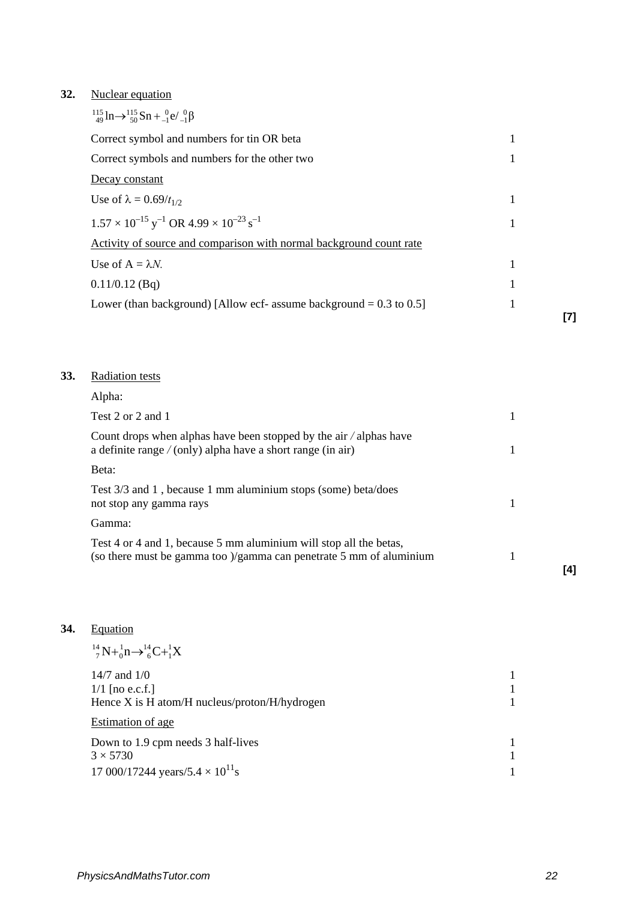**32.** Nuclear equation

$^{115}_{49}\text{In} \rightarrow ^{115}_{50}\text{Sn} + ^{0}_{-1}\text{e} / ^{0}_{-1}\beta$

| | |
|---|---|
| Correct symbol and numbers for tin OR beta | 1 |
| Correct symbols and numbers for the other two | 1 |
| Decay constant | |
| Use of $\lambda = 0.69/t_{1/2}$ | 1 |
| $1.57 \times 10^{-15}\ \text{y}^{-1}$ OR $4.99 \times 10^{-23}\ \text{s}^{-1}$ | 1 |
| Activity of source and comparison with normal background count rate | |
| Use of $A = \lambda N$. | 1 |
| 0.11/0.12 (Bq) | 1 |
| Lower (than background) [Allow ecf- assume background = 0.3 to 0.5] | 1 |

**[7]**

**33.** Radiation tests

| | |
|---|---|
| Alpha: | |
| Test 2 or 2 and 1 | 1 |
| Count drops when alphas have been stopped by the air / alphas have a definite range / (only) alpha have a short range (in air) | 1 |
| Beta: | |
| Test 3/3 and 1 , because 1 mm aluminium stops (some) beta/does not stop any gamma rays | 1 |
| Gamma: | |
| Test 4 or 4 and 1, because 5 mm aluminium will stop all the betas, (so there must be gamma too )/gamma can penetrate 5 mm of aluminium | 1 |

**[4]**

**34.** Equation

$^{14}_{7}\text{N} + ^{1}_{0}\text{n} \rightarrow ^{14}_{6}\text{C} + ^{1}_{1}\text{X}$

| | |
|---|---|
| 14/7 and 1/0 | 1 |
| 1/1 [no e.c.f.] | 1 |
| Hence X is H atom/H nucleus/proton/H/hydrogen | 1 |
| Estimation of age | |
| Down to 1.9 cpm needs 3 half-lives | 1 |
| $3 \times 5730$ | 1 |
| 17 000/17244 years/$5.4 \times 10^{11}$s | 1 |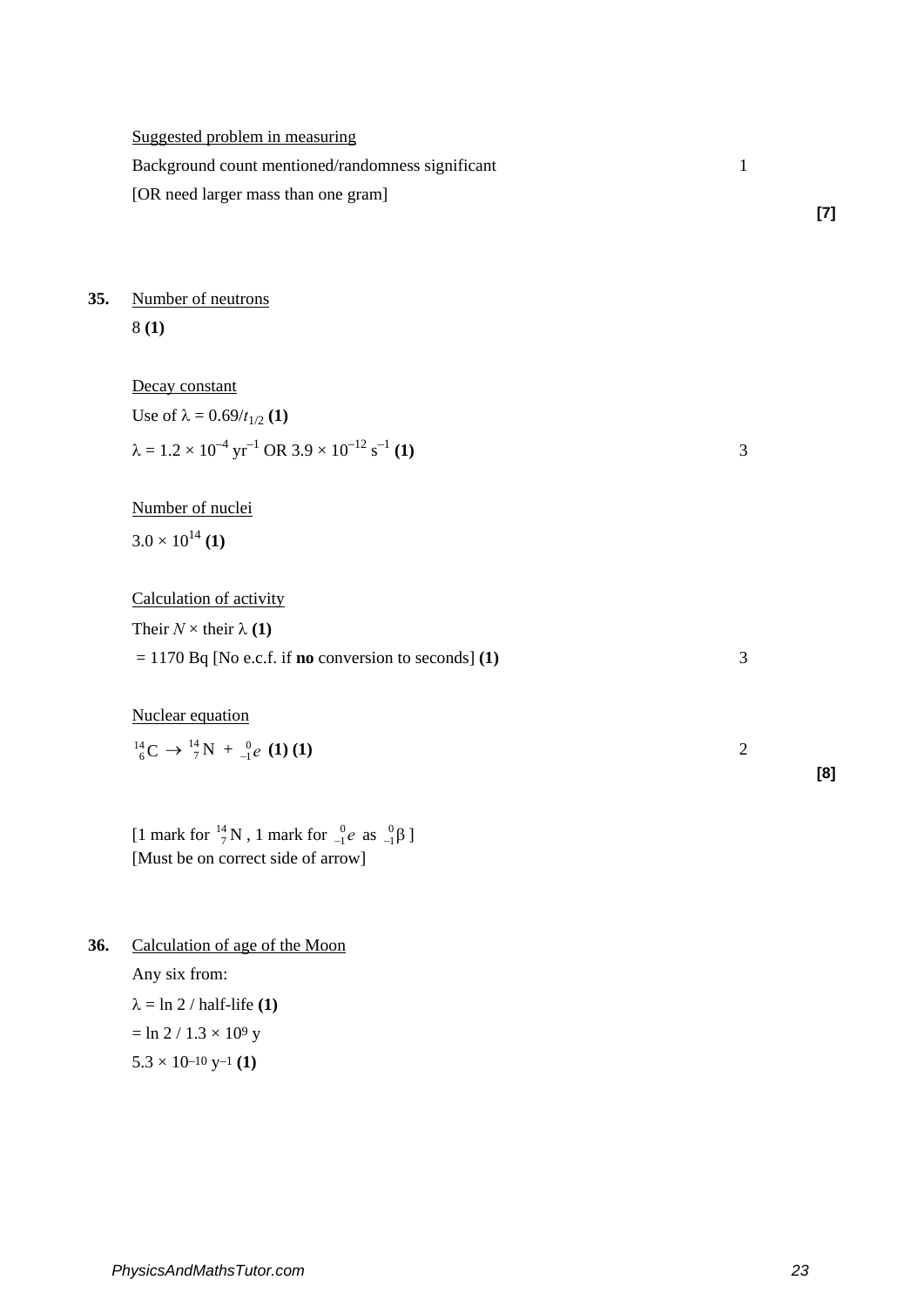Suggested problem in measuring

Background count mentioned/randomness significant 1

[OR need larger mass than one gram]

**[7]**

**35.** Number of neutrons

8 **(1)**

Decay constant

Use of $\lambda = 0.69/t_{1/2}$ **(1)**

$\lambda = 1.2 \times 10^{-4}$ yr$^{-1}$ OR $3.9 \times 10^{-12}$ s$^{-1}$ **(1)** 3

Number of nuclei

$3.0 \times 10^{14}$ **(1)**

Calculation of activity

Their $N$ × their $\lambda$ **(1)**

= 1170 Bq [No e.c.f. if **no** conversion to seconds] **(1)** 3

Nuclear equation

$^{14}_{6}\text{C} \rightarrow {}^{14}_{7}\text{N} + {}^{0}_{-1}e$ **(1) (1)** 2

**[8]**

[1 mark for $^{14}_{7}\text{N}$, 1 mark for $^{0}_{-1}e$ as $^{0}_{-1}\beta$]
[Must be on correct side of arrow]

**36.** Calculation of age of the Moon

Any six from:

$\lambda = \ln 2$ / half-life **(1)**

$= \ln 2 / 1.3 \times 10^{9}$ y

$5.3 \times 10^{-10}$ y$^{-1}$ **(1)**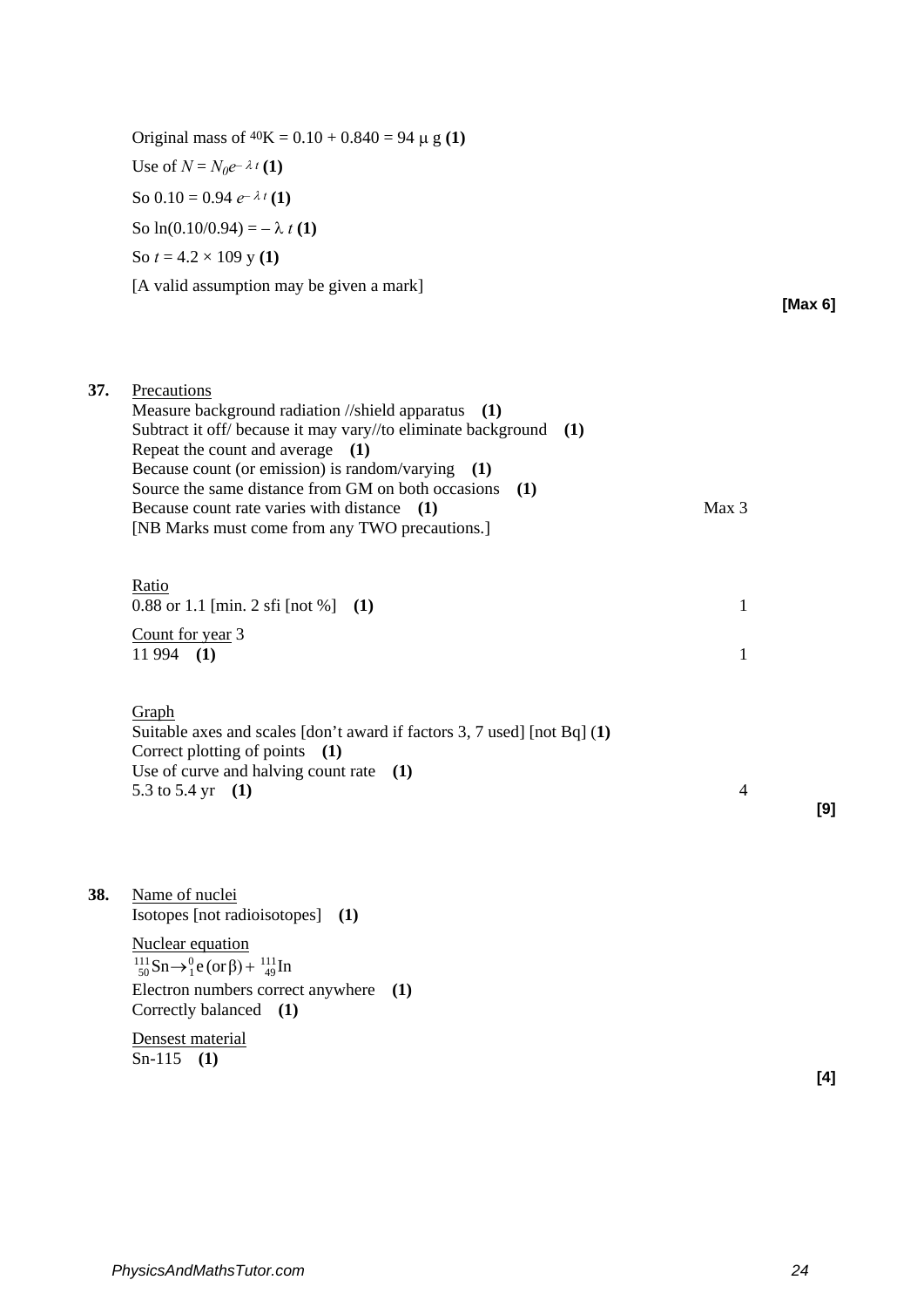Original mass of $^{40}$K = 0.10 + 0.840 = 94 μ g **(1)**

Use of $N = N_0 e^{-\lambda t}$ **(1)**

So $0.10 = 0.94\, e^{-\lambda t}$ **(1)**

So $\ln(0.10/0.94) = -\lambda t$ **(1)**

So $t = 4.2 \times 109$ y **(1)**

[A valid assumption may be given a mark]

**[Max 6]**

**37.** Precautions

Measure background radiation //shield apparatus **(1)**
Subtract it off/ because it may vary//to eliminate background **(1)**
Repeat the count and average **(1)**
Because count (or emission) is random/varying **(1)**
Source the same distance from GM on both occasions **(1)**
Because count rate varies with distance **(1)** — Max 3
[NB Marks must come from any TWO precautions.]

Ratio
0.88 or 1.1 [min. 2 sfi [not %] **(1)** — 1

Count for year 3
11 994 **(1)** — 1

Graph
Suitable axes and scales [don't award if factors 3, 7 used] [not Bq] **(1)**
Correct plotting of points **(1)**
Use of curve and halving count rate **(1)**
5.3 to 5.4 yr **(1)** — 4

**[9]**

**38.** Name of nuclei

Isotopes [not radioisotopes] **(1)**

Nuclear equation

$^{111}_{50}\text{Sn} \rightarrow {}^{0}_{1}\text{e}\,(\text{or}\,\beta) + {}^{111}_{49}\text{In}$

Electron numbers correct anywhere **(1)**
Correctly balanced **(1)**

Densest material
Sn-115 **(1)**

**[4]**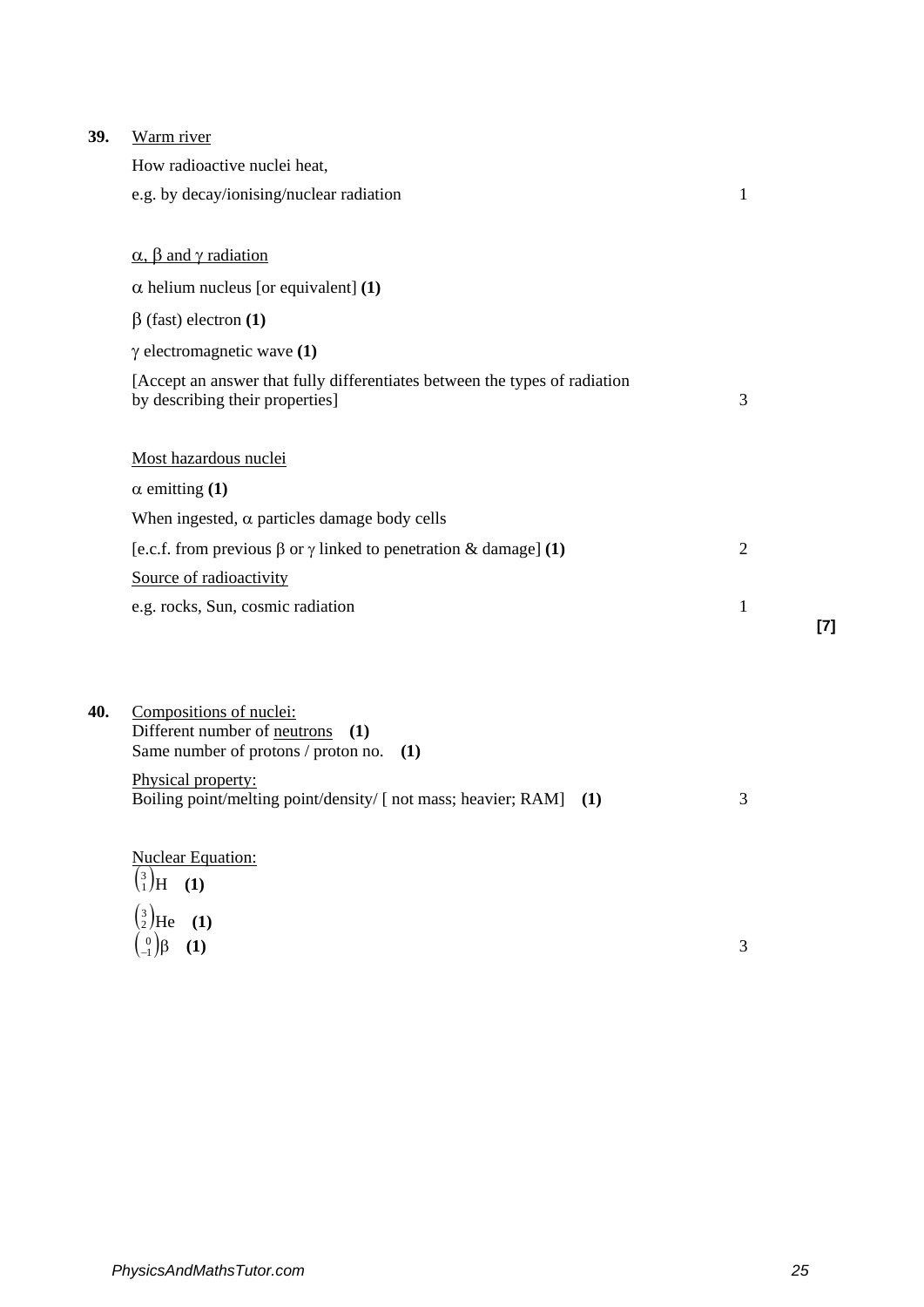**39.** <u>Warm river</u>

How radioactive nuclei heat,

e.g. by decay/ionising/nuclear radiation — 1

<u>$\alpha$, $\beta$ and $\gamma$ radiation</u>

$\alpha$ helium nucleus [or equivalent] **(1)**

$\beta$ (fast) electron **(1)**

$\gamma$ electromagnetic wave **(1)**

[Accept an answer that fully differentiates between the types of radiation by describing their properties] — 3

<u>Most hazardous nuclei</u>

$\alpha$ emitting **(1)**

When ingested, $\alpha$ particles damage body cells

[e.c.f. from previous $\beta$ or $\gamma$ linked to penetration & damage] **(1)** — 2

<u>Source of radioactivity</u>

e.g. rocks, Sun, cosmic radiation — 1

**[7]**

**40.** <u>Compositions of nuclei:</u>
Different number of <u>neutrons</u> **(1)**
Same number of protons / proton no. **(1)**

<u>Physical property:</u>
Boiling point/melting point/density/ [ not mass; heavier; RAM] **(1)** — 3

<u>Nuclear Equation:</u>

$\left(^{3}_{1}\right)$H **(1)**

$\left(^{3}_{2}\right)$He **(1)**

$\left(^{0}_{-1}\right)\beta$ **(1)** — 3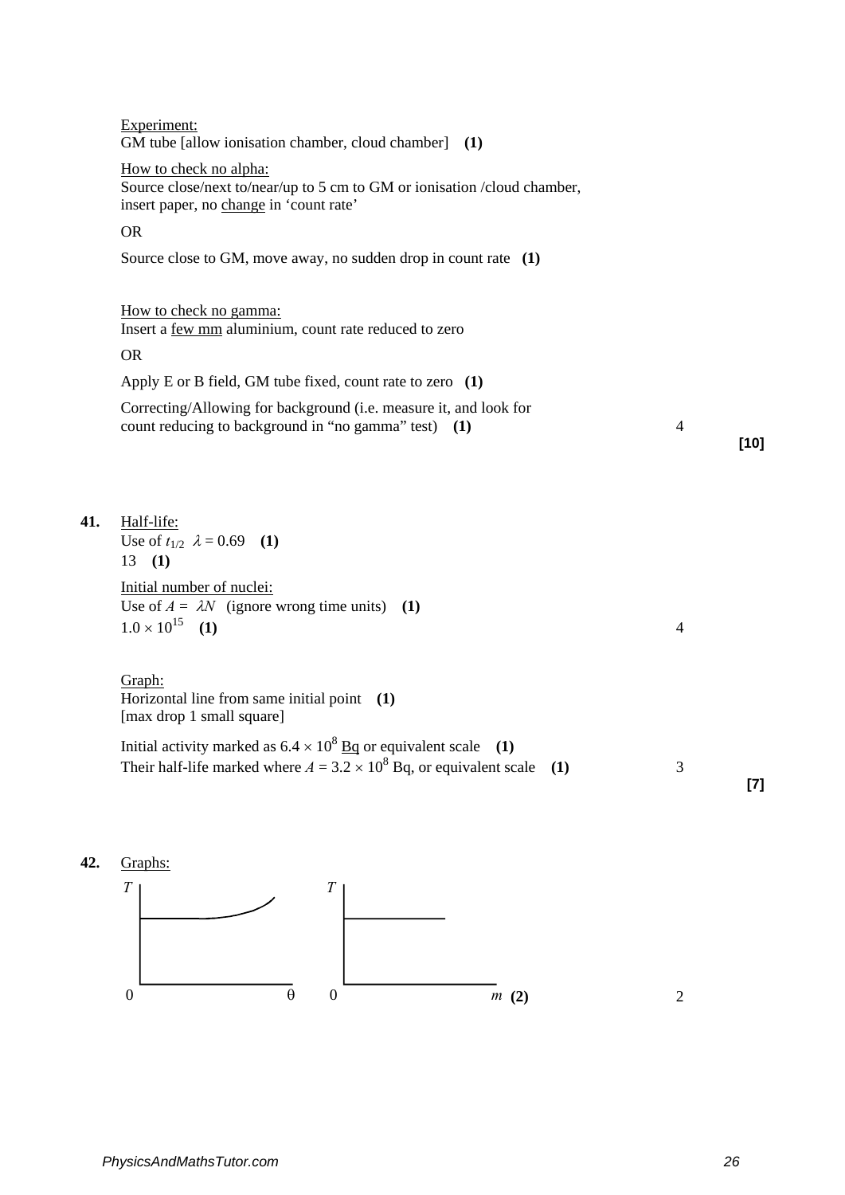Experiment:
GM tube [allow ionisation chamber, cloud chamber] **(1)**

How to check no alpha:
Source close/next to/near/up to 5 cm to GM or ionisation /cloud chamber, insert paper, no change in 'count rate'

OR

Source close to GM, move away, no sudden drop in count rate **(1)**

How to check no gamma:
Insert a few mm aluminium, count rate reduced to zero

OR

Apply E or B field, GM tube fixed, count rate to zero **(1)**

Correcting/Allowing for background (i.e. measure it, and look for count reducing to background in "no gamma" test) **(1)** 4

**[10]**

**41.** Half-life:
Use of $t_{1/2}$ $\lambda = 0.69$ **(1)**
13 **(1)**

Initial number of nuclei:
Use of $A = \lambda N$ (ignore wrong time units) **(1)**
$1.0 \times 10^{15}$ **(1)** 4

Graph:
Horizontal line from same initial point **(1)**
[max drop 1 small square]

Initial activity marked as $6.4 \times 10^{8}$ Bq or equivalent scale **(1)**
Their half-life marked where $A = 3.2 \times 10^{8}$ Bq, or equivalent scale **(1)** 3

**[7]**

**42.** Graphs:

$T$ against $\theta$ (from 0); $T$ against $m$ (from 0) **(2)** 2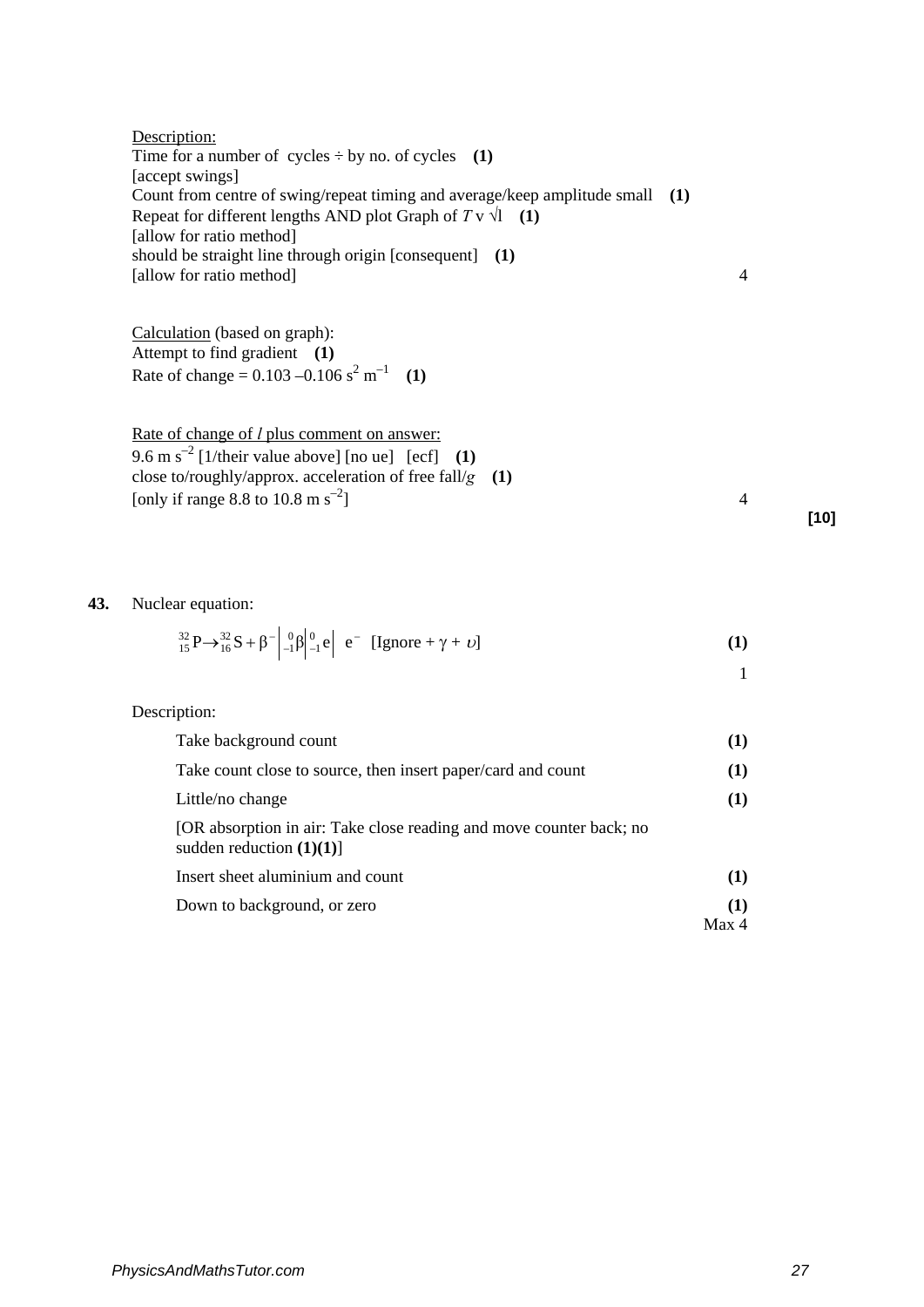Description:
Time for a number of cycles ÷ by no. of cycles **(1)**
[accept swings]
Count from centre of swing/repeat timing and average/keep amplitude small **(1)**
Repeat for different lengths AND plot Graph of $T$ v $\sqrt{l}$ **(1)**
[allow for ratio method]
should be straight line through origin [consequent] **(1)**
[allow for ratio method]
4

Calculation (based on graph):
Attempt to find gradient **(1)**
Rate of change = 0.103 –0.106 $s^2 m^{-1}$ **(1)**

Rate of change of *l* plus comment on answer:
9.6 $m s^{-2}$ [1/their value above] [no ue] [ecf] **(1)**
close to/roughly/approx. acceleration of free fall/$g$ **(1)**
[only if range 8.8 to 10.8 $m s^{-2}$]
4

**[10]**

**43.** Nuclear equation:

$$^{32}_{15}P \rightarrow ^{32}_{16}S + \beta^- \left| ^{0}_{-1}\beta \right| ^{0}_{-1}e \left| \ e^- \right. \quad \text{[Ignore } + \gamma + \upsilon\text{]}$$ **(1)**

1

Description:

| | |
|---|---|
| Take background count | **(1)** |
| Take count close to source, then insert paper/card and count | **(1)** |
| Little/no change | **(1)** |
| [OR absorption in air: Take close reading and move counter back; no sudden reduction **(1)(1)**] | |
| Insert sheet aluminium and count | **(1)** |
| Down to background, or zero | **(1)** |
| | Max 4 |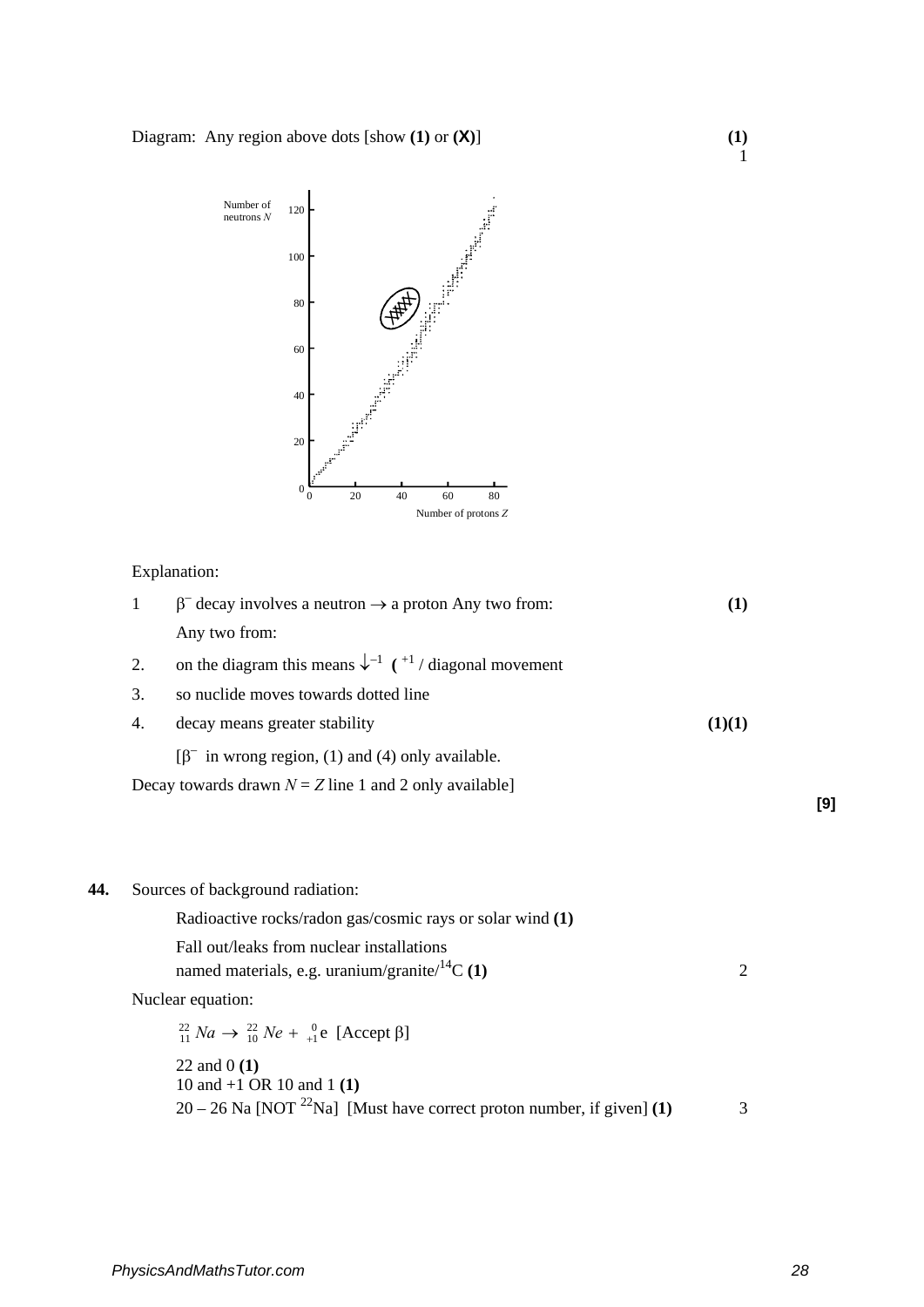Diagram: Any region above dots [show **(1)** or **(X)**] **(1)** 1

Number of neutrons $N$ / Number of protons $Z$

Explanation:

1. $\beta^-$ decay involves a neutron $\rightarrow$ a proton Any two from: **(1)**

   Any two from:

2. on the diagram this means $\downarrow^{-1}$ ( $^{+1}$ / diagonal movement
3. so nuclide moves towards dotted line
4. decay means greater stability **(1)(1)**

[$\beta^-$ in wrong region, (1) and (4) only available.

Decay towards drawn $N = Z$ line 1 and 2 only available]

**[9]**

**44.** Sources of background radiation:

Radioactive rocks/radon gas/cosmic rays or solar wind **(1)**

Fall out/leaks from nuclear installations
named materials, e.g. uranium/granite/$^{14}$C **(1)** 2

Nuclear equation:

$^{22}_{11}Na \rightarrow {}^{22}_{10}Ne + {}^{0}_{+1}e$ [Accept $\beta$]

22 and 0 **(1)**
10 and +1 OR 10 and 1 **(1)**
20 – 26 Na [NOT $^{22}$Na] [Must have correct proton number, if given] **(1)** 3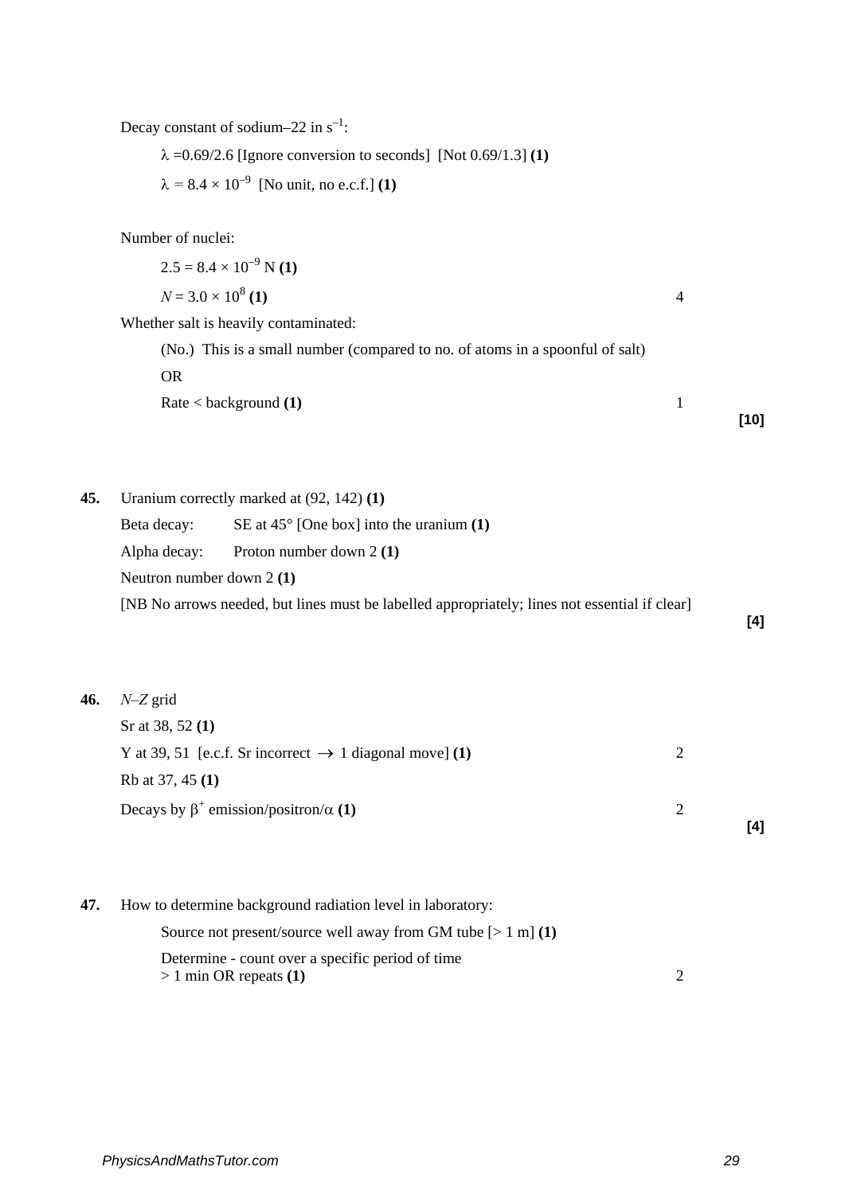Decay constant of sodium–22 in $s^{-1}$:

$\lambda$ =0.69/2.6 [Ignore conversion to seconds] [Not 0.69/1.3] **(1)**

$\lambda = 8.4 \times 10^{-9}$ [No unit, no e.c.f.] **(1)**

Number of nuclei:

$2.5 = 8.4 \times 10^{-9}$ N **(1)**

$N = 3.0 \times 10^{8}$ **(1)** 4

Whether salt is heavily contaminated:

(No.) This is a small number (compared to no. of atoms in a spoonful of salt)

OR

Rate < background **(1)** 1

**[10]**

**45.** Uranium correctly marked at (92, 142) **(1)**

Beta decay: SE at 45° [One box] into the uranium **(1)**

Alpha decay: Proton number down 2 **(1)**

Neutron number down 2 **(1)**

[NB No arrows needed, but lines must be labelled appropriately; lines not essential if clear]

**[4]**

**46.** *N*–*Z* grid

Sr at 38, 52 **(1)**

Y at 39, 51 [e.c.f. Sr incorrect $\rightarrow$ 1 diagonal move] **(1)** 2

Rb at 37, 45 **(1)**

Decays by $\beta^+$ emission/positron/$\alpha$ **(1)** 2

**[4]**

**47.** How to determine background radiation level in laboratory:

Source not present/source well away from GM tube [> 1 m] **(1)**

Determine - count over a specific period of time
> 1 min OR repeats **(1)** 2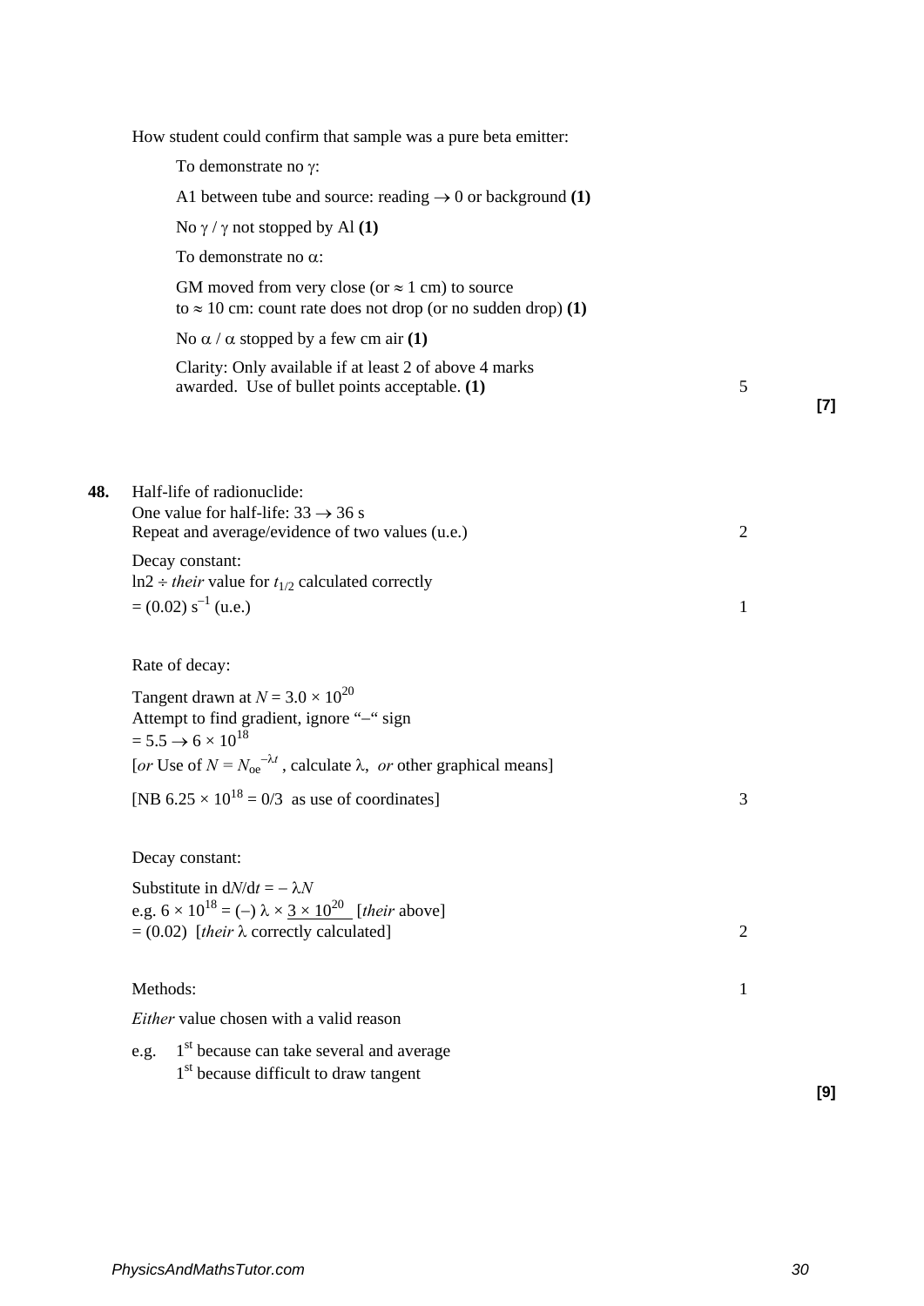How student could confirm that sample was a pure beta emitter:

To demonstrate no $\gamma$:

A1 between tube and source: reading $\rightarrow$ 0 or background **(1)**

No $\gamma$ / $\gamma$ not stopped by Al **(1)**

To demonstrate no $\alpha$:

GM moved from very close (or $\approx$ 1 cm) to source to $\approx$ 10 cm: count rate does not drop (or no sudden drop) **(1)**

No $\alpha$ / $\alpha$ stopped by a few cm air **(1)**

Clarity: Only available if at least 2 of above 4 marks awarded. Use of bullet points acceptable. **(1)** — 5

**[7]**

**48.** Half-life of radionuclide:
One value for half-life: 33 $\rightarrow$ 36 s
Repeat and average/evidence of two values (u.e.) — 2

Decay constant:
ln2 $\div$ *their* value for $t_{1/2}$ calculated correctly
$= (0.02)\ \text{s}^{-1}$ (u.e.) — 1

Rate of decay:

Tangent drawn at $N = 3.0 \times 10^{20}$
Attempt to find gradient, ignore "–" sign
$= 5.5 \rightarrow 6 \times 10^{18}$
[*or* Use of $N = N_{oe}^{-\lambda t}$, calculate $\lambda$, *or* other graphical means]

[NB $6.25 \times 10^{18}$ = 0/3 as use of coordinates] — 3

Decay constant:

Substitute in $dN/dt = -\lambda N$
e.g. $6 \times 10^{18} = (-)\ \lambda \times \underline{3 \times 10^{20}}$ [*their* above]
$= (0.02)$ [*their* $\lambda$ correctly calculated] — 2

Methods: — 1

*Either* value chosen with a valid reason

e.g. 1st because can take several and average
1st because difficult to draw tangent

**[9]**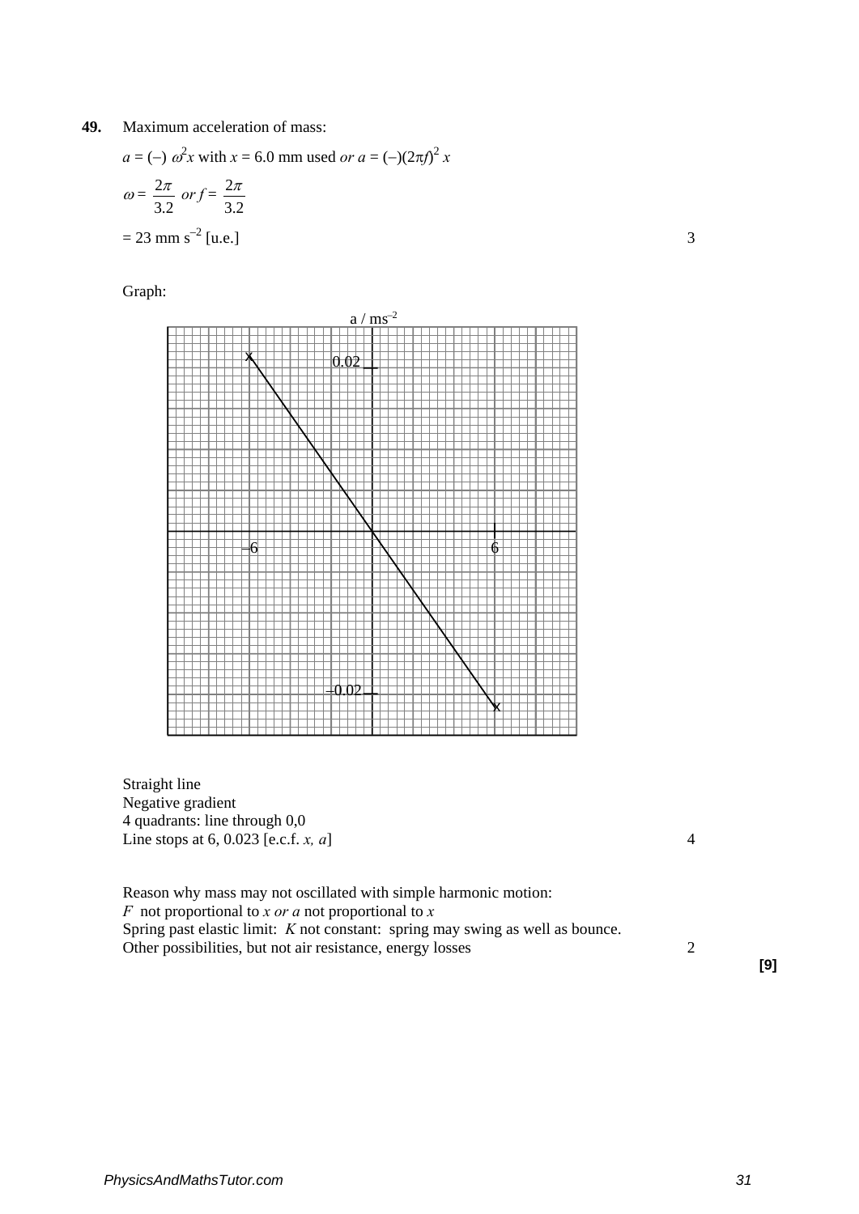**49.** Maximum acceleration of mass:

$a = (-)\ \omega^2 x$ with $x = 6.0$ mm used *or* $a = (-)(2\pi f)^2\ x$

$\omega = \dfrac{2\pi}{3.2}$ *or* $f = \dfrac{2\pi}{3.2}$

$= 23$ mm s$^{-2}$ [u.e.] 3

Graph:

a / ms$^{-2}$

0.02

–6 6

–0.02

Straight line
Negative gradient
4 quadrants: line through 0,0
Line stops at 6, 0.023 [e.c.f. *x, a*] 4

Reason why mass may not oscillated with simple harmonic motion:
*F* not proportional to *x or a* not proportional to *x*
Spring past elastic limit: *K* not constant: spring may swing as well as bounce.
Other possibilities, but not air resistance, energy losses 2

**[9]**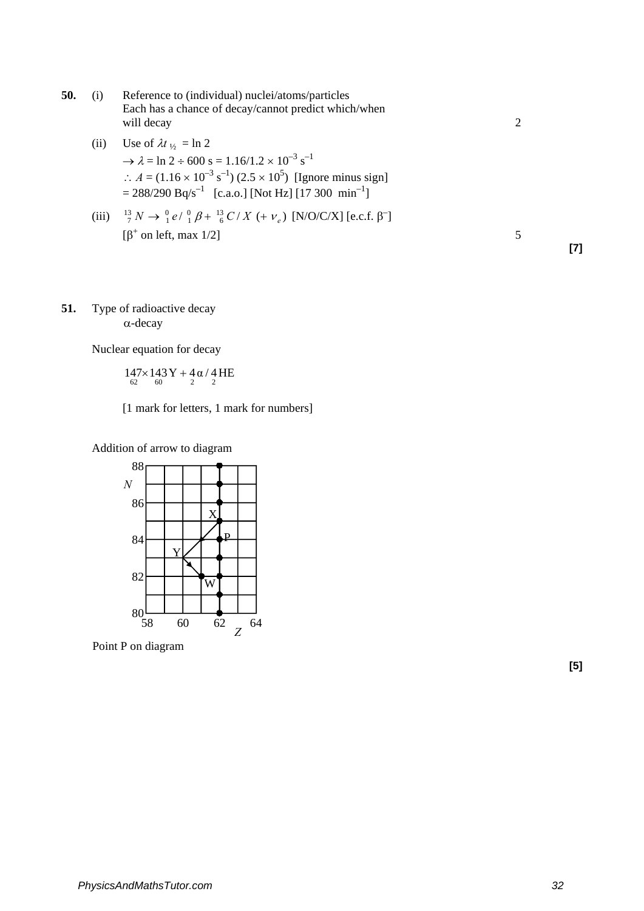**50.** (i) Reference to (individual) nuclei/atoms/particles
Each has a chance of decay/cannot predict which/when will decay — 2

(ii) Use of $\lambda t_{½} = \ln 2$
$\rightarrow \lambda = \ln 2 \div 600 \text{ s} = 1.16/1.2 \times 10^{-3} \text{ s}^{-1}$
$\therefore A = (1.16 \times 10^{-3} \text{ s}^{-1}) (2.5 \times 10^{5})$ [Ignore minus sign]
$= 288/290 \text{ Bq/s}^{-1}$ [c.a.o.] [Not Hz] [17 300 $\text{min}^{-1}$]

(iii) ${}^{13}_{7}N \rightarrow {}^{0}_{1}e / {}^{0}_{1}\beta + {}^{13}_{6}C/X \ (+ \nu_e)$ [N/O/C/X] [e.c.f. $\beta^-$]
[$\beta^+$ on left, max 1/2] — 5

**[7]**

**51.** Type of radioactive decay
$\alpha$-decay

Nuclear equation for decay

$${}^{147}_{62}\times {}^{143}_{60}\text{Y} + {}^{4}_{2}\alpha / {}^{4}_{2}\text{HE}$$

[1 mark for letters, 1 mark for numbers]

Addition of arrow to diagram

Point P on diagram

**[5]**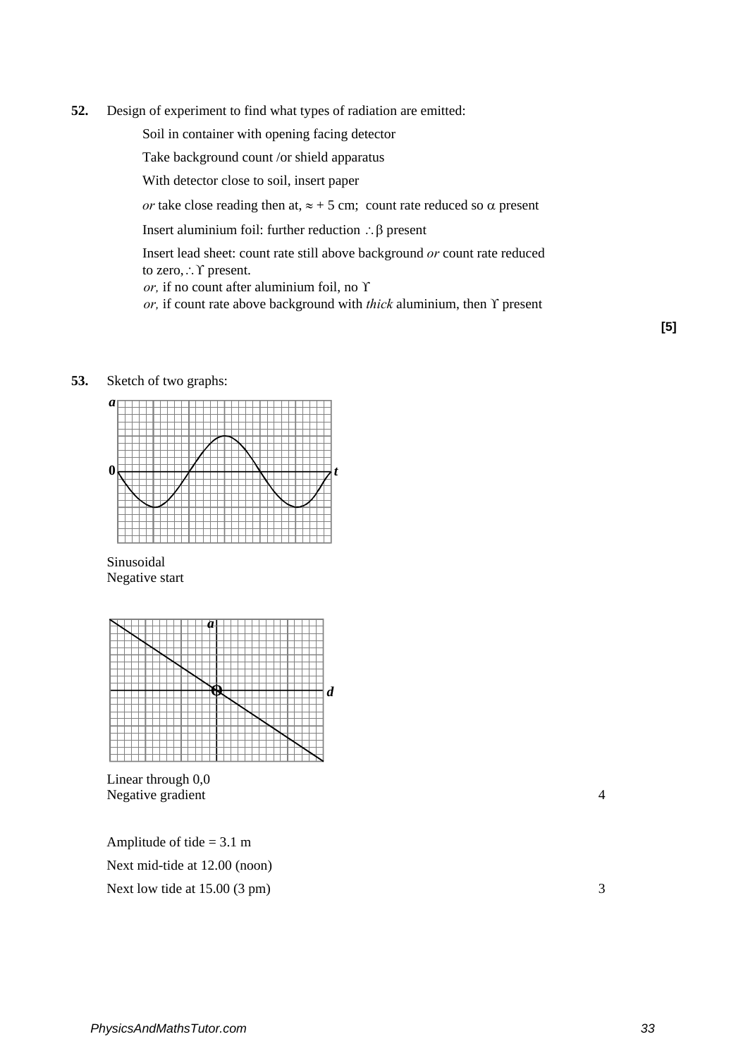**52.** Design of experiment to find what types of radiation are emitted:

Soil in container with opening facing detector

Take background count /or shield apparatus

With detector close to soil, insert paper

*or* take close reading then at, ≈ + 5 cm; count rate reduced so $\alpha$ present

Insert aluminium foil: further reduction ∴ $\beta$ present

Insert lead sheet: count rate still above background *or* count rate reduced to zero, ∴ $\gamma$ present.
*or,* if no count after aluminium foil, no $\gamma$
*or,* if count rate above background with *thick* aluminium, then $\gamma$ present

**[5]**

**53.** Sketch of two graphs:

Sinusoidal
Negative start

Linear through 0,0
Negative gradient — 4

Amplitude of tide = 3.1 m

Next mid-tide at 12.00 (noon)

Next low tide at 15.00 (3 pm) — 3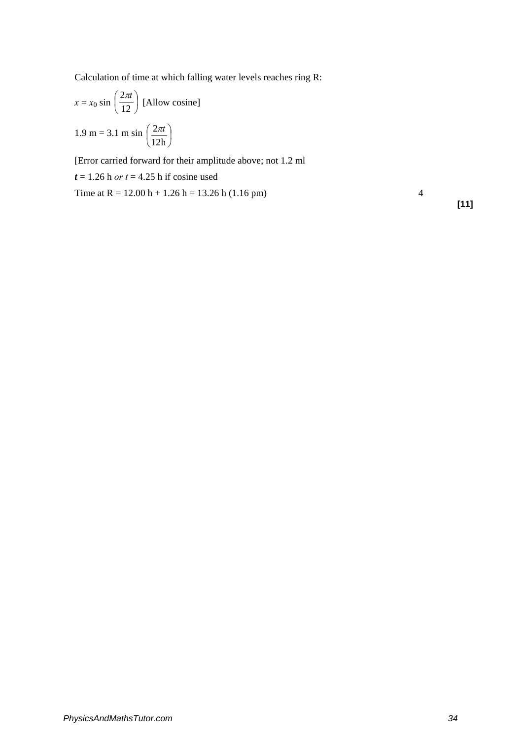Calculation of time at which falling water levels reaches ring R:

$x = x_0 \sin\left(\frac{2\pi t}{12}\right)$ [Allow cosine]

$1.9 \text{ m} = 3.1 \text{ m} \sin\left(\frac{2\pi t}{12\text{h}}\right)$

[Error carried forward for their amplitude above; not 1.2 ml

$t$ = 1.26 h *or* $t$ = 4.25 h if cosine used

Time at R = 12.00 h + 1.26 h = 13.26 h (1.16 pm) 4

**[11]**